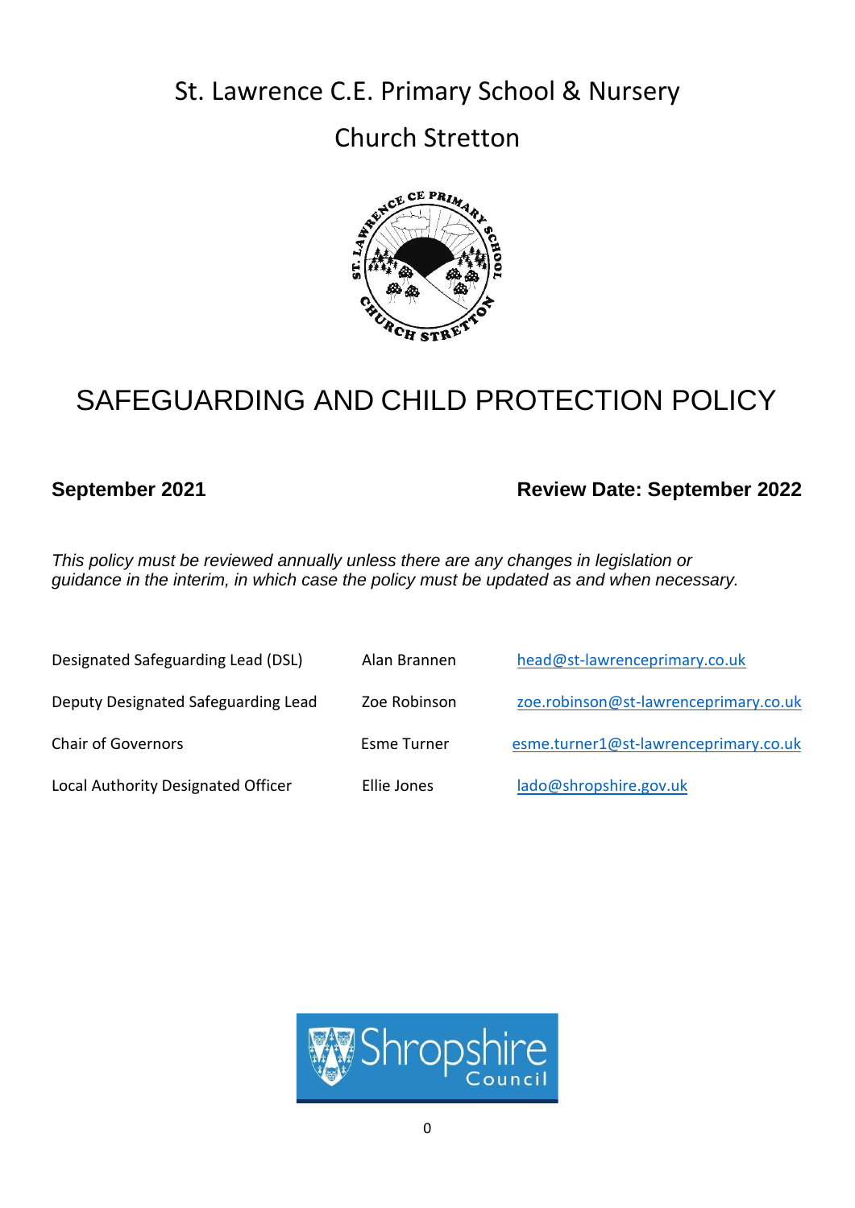St. Lawrence C.E. Primary School & Nursery

Church Stretton

# SAFEGUARDING AND CHILD PROTECTION POLICY

**September 2021** **Review Date: September 2022**

*This policy must be reviewed annually unless there are any changes in legislation or guidance in the interim, in which case the policy must be updated as and when necessary.*

| | | |
|---|---|---|
| Designated Safeguarding Lead (DSL) | Alan Brannen | head@st-lawrenceprimary.co.uk |
| Deputy Designated Safeguarding Lead | Zoe Robinson | zoe.robinson@st-lawrenceprimary.co.uk |
| Chair of Governors | Esme Turner | esme.turner1@st-lawrenceprimary.co.uk |
| Local Authority Designated Officer | Ellie Jones | lado@shropshire.gov.uk |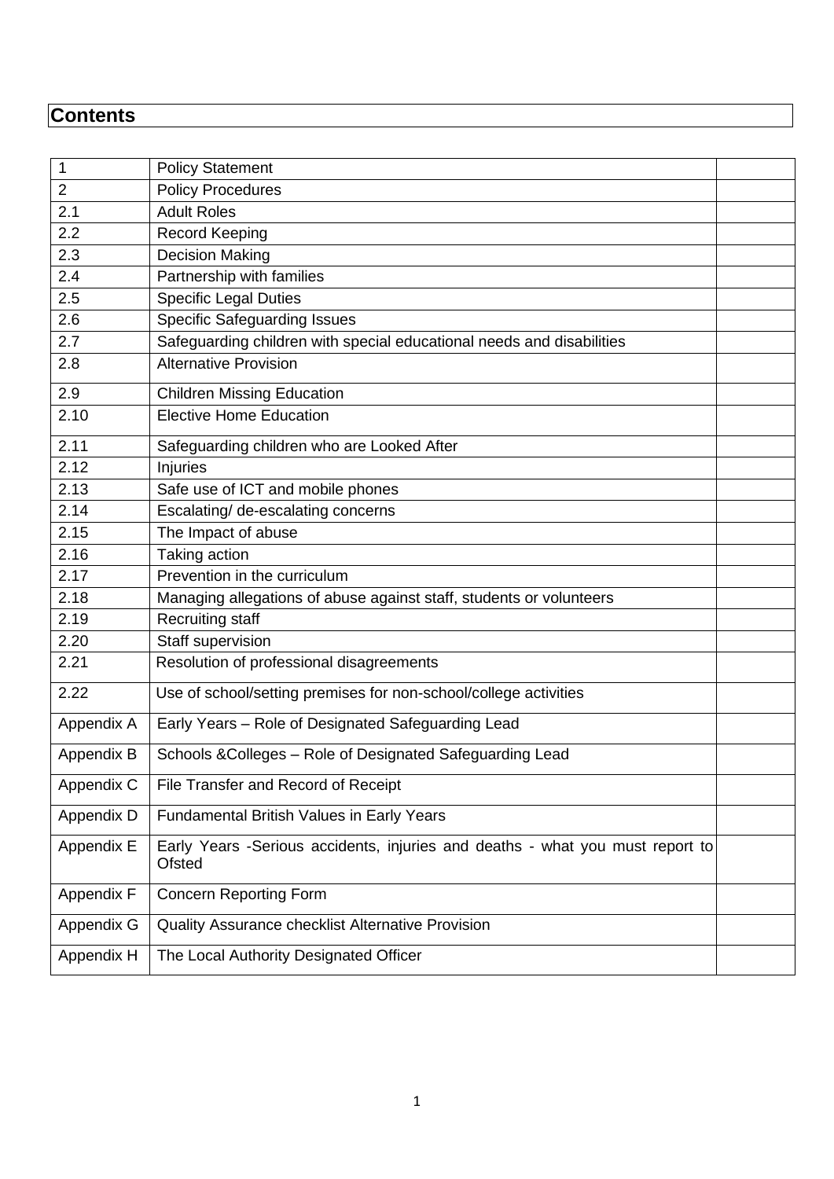# Contents

| | | |
|---|---|---|
| 1 | Policy Statement | |
| 2 | Policy Procedures | |
| 2.1 | Adult Roles | |
| 2.2 | Record Keeping | |
| 2.3 | Decision Making | |
| 2.4 | Partnership with families | |
| 2.5 | Specific Legal Duties | |
| 2.6 | Specific Safeguarding Issues | |
| 2.7 | Safeguarding children with special educational needs and disabilities | |
| 2.8 | Alternative Provision | |
| 2.9 | Children Missing Education | |
| 2.10 | Elective Home Education | |
| 2.11 | Safeguarding children who are Looked After | |
| 2.12 | Injuries | |
| 2.13 | Safe use of ICT and mobile phones | |
| 2.14 | Escalating/ de-escalating concerns | |
| 2.15 | The Impact of abuse | |
| 2.16 | Taking action | |
| 2.17 | Prevention in the curriculum | |
| 2.18 | Managing allegations of abuse against staff, students or volunteers | |
| 2.19 | Recruiting staff | |
| 2.20 | Staff supervision | |
| 2.21 | Resolution of professional disagreements | |
| 2.22 | Use of school/setting premises for non-school/college activities | |
| Appendix A | Early Years – Role of Designated Safeguarding Lead | |
| Appendix B | Schools &Colleges – Role of Designated Safeguarding Lead | |
| Appendix C | File Transfer and Record of Receipt | |
| Appendix D | Fundamental British Values in Early Years | |
| Appendix E | Early Years -Serious accidents, injuries and deaths - what you must report to Ofsted | |
| Appendix F | Concern Reporting Form | |
| Appendix G | Quality Assurance checklist Alternative Provision | |
| Appendix H | The Local Authority Designated Officer | |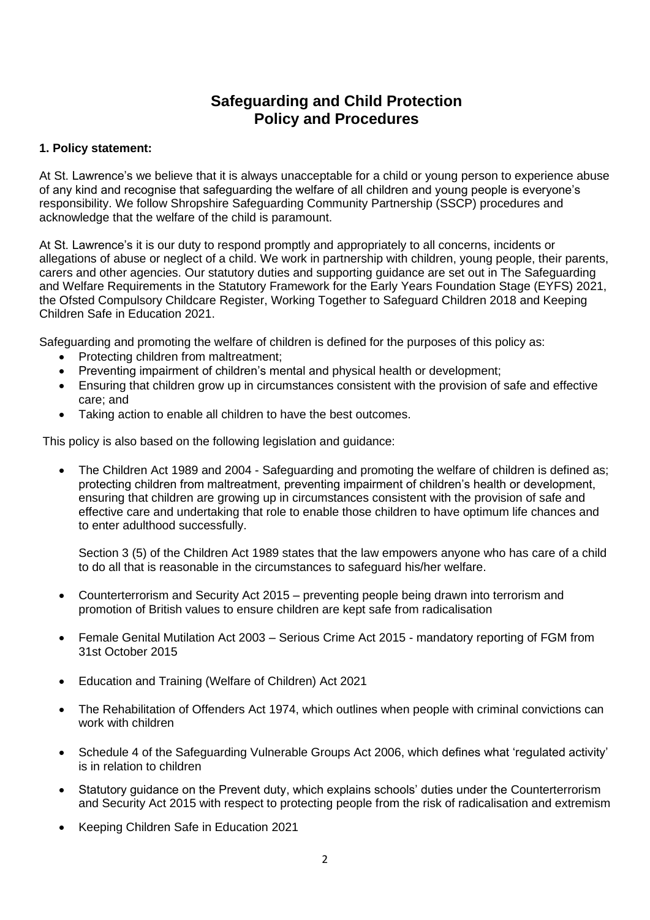# Safeguarding and Child Protection Policy and Procedures

**1. Policy statement:**

At St. Lawrence's we believe that it is always unacceptable for a child or young person to experience abuse of any kind and recognise that safeguarding the welfare of all children and young people is everyone's responsibility. We follow Shropshire Safeguarding Community Partnership (SSCP) procedures and acknowledge that the welfare of the child is paramount.

At St. Lawrence's it is our duty to respond promptly and appropriately to all concerns, incidents or allegations of abuse or neglect of a child. We work in partnership with children, young people, their parents, carers and other agencies. Our statutory duties and supporting guidance are set out in The Safeguarding and Welfare Requirements in the Statutory Framework for the Early Years Foundation Stage (EYFS) 2021, the Ofsted Compulsory Childcare Register, Working Together to Safeguard Children 2018 and Keeping Children Safe in Education 2021.

Safeguarding and promoting the welfare of children is defined for the purposes of this policy as:

- Protecting children from maltreatment;
- Preventing impairment of children's mental and physical health or development;
- Ensuring that children grow up in circumstances consistent with the provision of safe and effective care; and
- Taking action to enable all children to have the best outcomes.

This policy is also based on the following legislation and guidance:

- The Children Act 1989 and 2004 - Safeguarding and promoting the welfare of children is defined as; protecting children from maltreatment, preventing impairment of children's health or development, ensuring that children are growing up in circumstances consistent with the provision of safe and effective care and undertaking that role to enable those children to have optimum life chances and to enter adulthood successfully.

  Section 3 (5) of the Children Act 1989 states that the law empowers anyone who has care of a child to do all that is reasonable in the circumstances to safeguard his/her welfare.

- Counterterrorism and Security Act 2015 – preventing people being drawn into terrorism and promotion of British values to ensure children are kept safe from radicalisation

- Female Genital Mutilation Act 2003 – Serious Crime Act 2015 - mandatory reporting of FGM from 31st October 2015

- Education and Training (Welfare of Children) Act 2021

- The Rehabilitation of Offenders Act 1974, which outlines when people with criminal convictions can work with children

- Schedule 4 of the Safeguarding Vulnerable Groups Act 2006, which defines what 'regulated activity' is in relation to children

- Statutory guidance on the Prevent duty, which explains schools' duties under the Counterterrorism and Security Act 2015 with respect to protecting people from the risk of radicalisation and extremism

- Keeping Children Safe in Education 2021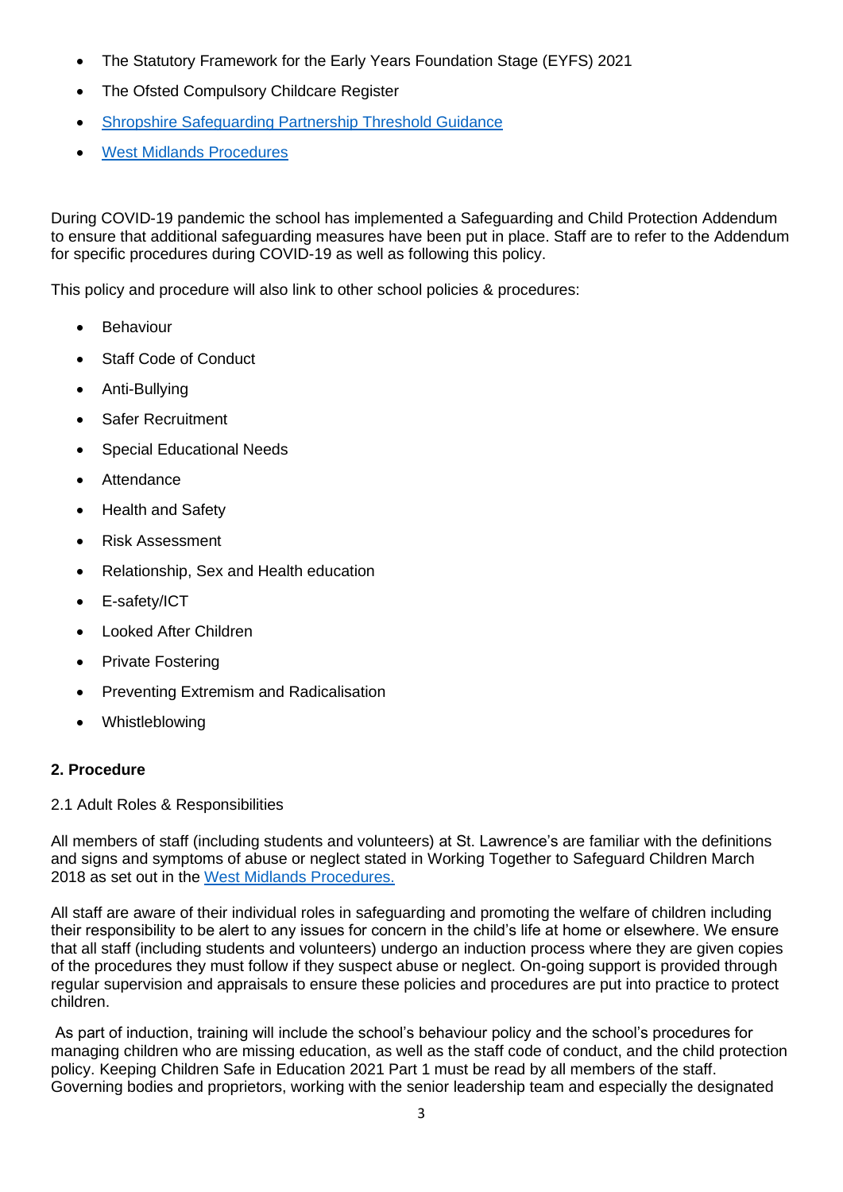- The Statutory Framework for the Early Years Foundation Stage (EYFS) 2021
- The Ofsted Compulsory Childcare Register
- [Shropshire Safeguarding Partnership Threshold Guidance]()
- [West Midlands Procedures]()

During COVID-19 pandemic the school has implemented a Safeguarding and Child Protection Addendum to ensure that additional safeguarding measures have been put in place. Staff are to refer to the Addendum for specific procedures during COVID-19 as well as following this policy.

This policy and procedure will also link to other school policies & procedures:

- Behaviour
- Staff Code of Conduct
- Anti-Bullying
- Safer Recruitment
- Special Educational Needs
- Attendance
- Health and Safety
- Risk Assessment
- Relationship, Sex and Health education
- E-safety/ICT
- Looked After Children
- Private Fostering
- Preventing Extremism and Radicalisation
- Whistleblowing

## 2. Procedure

2.1 Adult Roles & Responsibilities

All members of staff (including students and volunteers) at St. Lawrence's are familiar with the definitions and signs and symptoms of abuse or neglect stated in Working Together to Safeguard Children March 2018 as set out in the [West Midlands Procedures.]()

All staff are aware of their individual roles in safeguarding and promoting the welfare of children including their responsibility to be alert to any issues for concern in the child's life at home or elsewhere. We ensure that all staff (including students and volunteers) undergo an induction process where they are given copies of the procedures they must follow if they suspect abuse or neglect. On-going support is provided through regular supervision and appraisals to ensure these policies and procedures are put into practice to protect children.

As part of induction, training will include the school's behaviour policy and the school's procedures for managing children who are missing education, as well as the staff code of conduct, and the child protection policy. Keeping Children Safe in Education 2021 Part 1 must be read by all members of the staff. Governing bodies and proprietors, working with the senior leadership team and especially the designated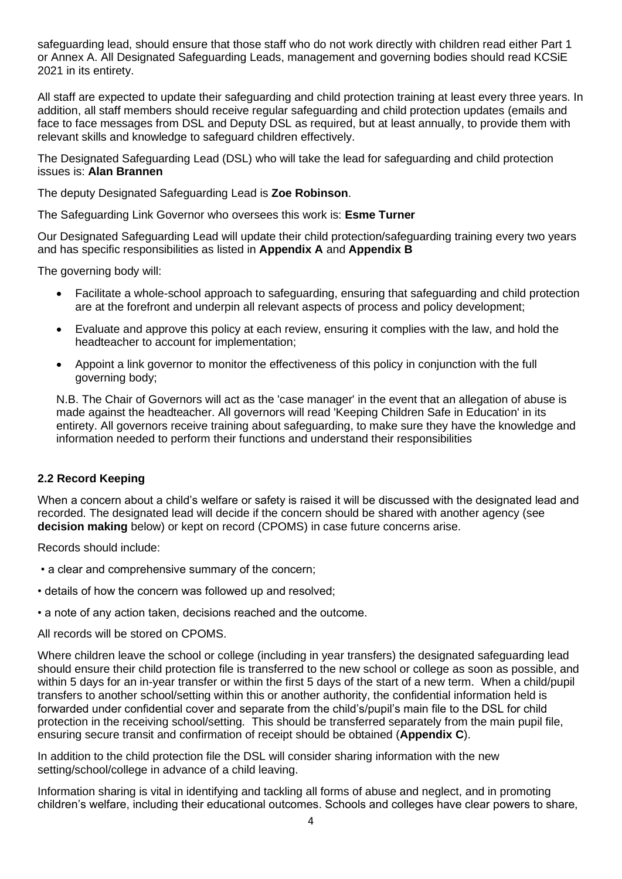safeguarding lead, should ensure that those staff who do not work directly with children read either Part 1 or Annex A. All Designated Safeguarding Leads, management and governing bodies should read KCSiE 2021 in its entirety.

All staff are expected to update their safeguarding and child protection training at least every three years. In addition, all staff members should receive regular safeguarding and child protection updates (emails and face to face messages from DSL and Deputy DSL as required, but at least annually, to provide them with relevant skills and knowledge to safeguard children effectively.

The Designated Safeguarding Lead (DSL) who will take the lead for safeguarding and child protection issues is: **Alan Brannen**

The deputy Designated Safeguarding Lead is **Zoe Robinson**.

The Safeguarding Link Governor who oversees this work is: **Esme Turner**

Our Designated Safeguarding Lead will update their child protection/safeguarding training every two years and has specific responsibilities as listed in **Appendix A** and **Appendix B**

The governing body will:

- Facilitate a whole-school approach to safeguarding, ensuring that safeguarding and child protection are at the forefront and underpin all relevant aspects of process and policy development;
- Evaluate and approve this policy at each review, ensuring it complies with the law, and hold the headteacher to account for implementation;
- Appoint a link governor to monitor the effectiveness of this policy in conjunction with the full governing body;

N.B. The Chair of Governors will act as the 'case manager' in the event that an allegation of abuse is made against the headteacher. All governors will read 'Keeping Children Safe in Education' in its entirety. All governors receive training about safeguarding, to make sure they have the knowledge and information needed to perform their functions and understand their responsibilities

### 2.2 Record Keeping

When a concern about a child's welfare or safety is raised it will be discussed with the designated lead and recorded. The designated lead will decide if the concern should be shared with another agency (see **decision making** below) or kept on record (CPOMS) in case future concerns arise.

Records should include:

- a clear and comprehensive summary of the concern;
- details of how the concern was followed up and resolved;
- a note of any action taken, decisions reached and the outcome.

All records will be stored on CPOMS.

Where children leave the school or college (including in year transfers) the designated safeguarding lead should ensure their child protection file is transferred to the new school or college as soon as possible, and within 5 days for an in-year transfer or within the first 5 days of the start of a new term. When a child/pupil transfers to another school/setting within this or another authority, the confidential information held is forwarded under confidential cover and separate from the child's/pupil's main file to the DSL for child protection in the receiving school/setting. This should be transferred separately from the main pupil file, ensuring secure transit and confirmation of receipt should be obtained (**Appendix C**).

In addition to the child protection file the DSL will consider sharing information with the new setting/school/college in advance of a child leaving.

Information sharing is vital in identifying and tackling all forms of abuse and neglect, and in promoting children's welfare, including their educational outcomes. Schools and colleges have clear powers to share,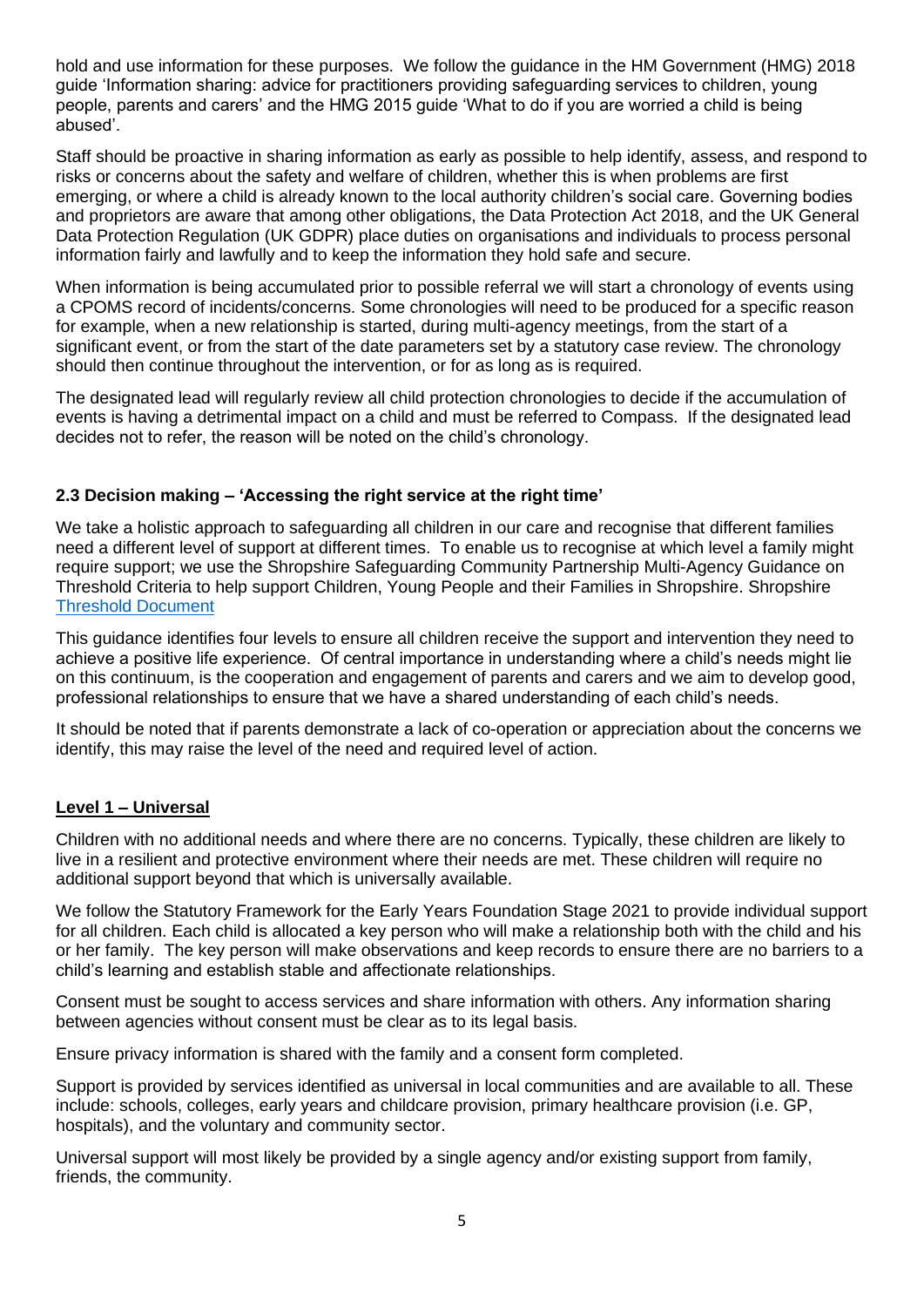hold and use information for these purposes. We follow the guidance in the HM Government (HMG) 2018 guide 'Information sharing: advice for practitioners providing safeguarding services to children, young people, parents and carers' and the HMG 2015 guide 'What to do if you are worried a child is being abused'.

Staff should be proactive in sharing information as early as possible to help identify, assess, and respond to risks or concerns about the safety and welfare of children, whether this is when problems are first emerging, or where a child is already known to the local authority children's social care. Governing bodies and proprietors are aware that among other obligations, the Data Protection Act 2018, and the UK General Data Protection Regulation (UK GDPR) place duties on organisations and individuals to process personal information fairly and lawfully and to keep the information they hold safe and secure.

When information is being accumulated prior to possible referral we will start a chronology of events using a CPOMS record of incidents/concerns. Some chronologies will need to be produced for a specific reason for example, when a new relationship is started, during multi-agency meetings, from the start of a significant event, or from the start of the date parameters set by a statutory case review. The chronology should then continue throughout the intervention, or for as long as is required.

The designated lead will regularly review all child protection chronologies to decide if the accumulation of events is having a detrimental impact on a child and must be referred to Compass. If the designated lead decides not to refer, the reason will be noted on the child's chronology.

### 2.3 Decision making – 'Accessing the right service at the right time'

We take a holistic approach to safeguarding all children in our care and recognise that different families need a different level of support at different times. To enable us to recognise at which level a family might require support; we use the Shropshire Safeguarding Community Partnership Multi-Agency Guidance on Threshold Criteria to help support Children, Young People and their Families in Shropshire. Shropshire Threshold Document

This guidance identifies four levels to ensure all children receive the support and intervention they need to achieve a positive life experience. Of central importance in understanding where a child's needs might lie on this continuum, is the cooperation and engagement of parents and carers and we aim to develop good, professional relationships to ensure that we have a shared understanding of each child's needs.

It should be noted that if parents demonstrate a lack of co-operation or appreciation about the concerns we identify, this may raise the level of the need and required level of action.

#### Level 1 – Universal

Children with no additional needs and where there are no concerns. Typically, these children are likely to live in a resilient and protective environment where their needs are met. These children will require no additional support beyond that which is universally available.

We follow the Statutory Framework for the Early Years Foundation Stage 2021 to provide individual support for all children. Each child is allocated a key person who will make a relationship both with the child and his or her family. The key person will make observations and keep records to ensure there are no barriers to a child's learning and establish stable and affectionate relationships.

Consent must be sought to access services and share information with others. Any information sharing between agencies without consent must be clear as to its legal basis.

Ensure privacy information is shared with the family and a consent form completed.

Support is provided by services identified as universal in local communities and are available to all. These include: schools, colleges, early years and childcare provision, primary healthcare provision (i.e. GP, hospitals), and the voluntary and community sector.

Universal support will most likely be provided by a single agency and/or existing support from family, friends, the community.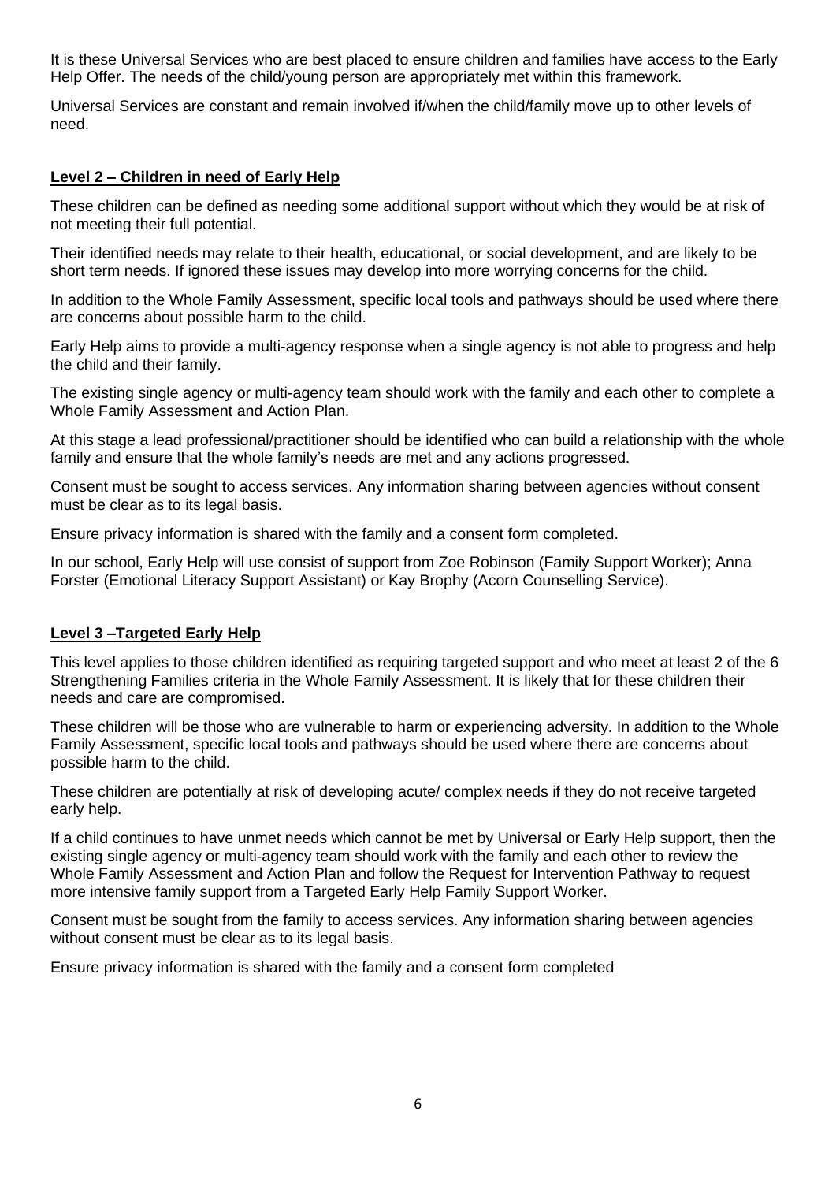It is these Universal Services who are best placed to ensure children and families have access to the Early Help Offer. The needs of the child/young person are appropriately met within this framework.

Universal Services are constant and remain involved if/when the child/family move up to other levels of need.

## **Level 2 – Children in need of Early Help**

These children can be defined as needing some additional support without which they would be at risk of not meeting their full potential.

Their identified needs may relate to their health, educational, or social development, and are likely to be short term needs. If ignored these issues may develop into more worrying concerns for the child.

In addition to the Whole Family Assessment, specific local tools and pathways should be used where there are concerns about possible harm to the child.

Early Help aims to provide a multi-agency response when a single agency is not able to progress and help the child and their family.

The existing single agency or multi-agency team should work with the family and each other to complete a Whole Family Assessment and Action Plan.

At this stage a lead professional/practitioner should be identified who can build a relationship with the whole family and ensure that the whole family's needs are met and any actions progressed.

Consent must be sought to access services. Any information sharing between agencies without consent must be clear as to its legal basis.

Ensure privacy information is shared with the family and a consent form completed.

In our school, Early Help will use consist of support from Zoe Robinson (Family Support Worker); Anna Forster (Emotional Literacy Support Assistant) or Kay Brophy (Acorn Counselling Service).

## **Level 3 –Targeted Early Help**

This level applies to those children identified as requiring targeted support and who meet at least 2 of the 6 Strengthening Families criteria in the Whole Family Assessment. It is likely that for these children their needs and care are compromised.

These children will be those who are vulnerable to harm or experiencing adversity. In addition to the Whole Family Assessment, specific local tools and pathways should be used where there are concerns about possible harm to the child.

These children are potentially at risk of developing acute/ complex needs if they do not receive targeted early help.

If a child continues to have unmet needs which cannot be met by Universal or Early Help support, then the existing single agency or multi-agency team should work with the family and each other to review the Whole Family Assessment and Action Plan and follow the Request for Intervention Pathway to request more intensive family support from a Targeted Early Help Family Support Worker.

Consent must be sought from the family to access services. Any information sharing between agencies without consent must be clear as to its legal basis.

Ensure privacy information is shared with the family and a consent form completed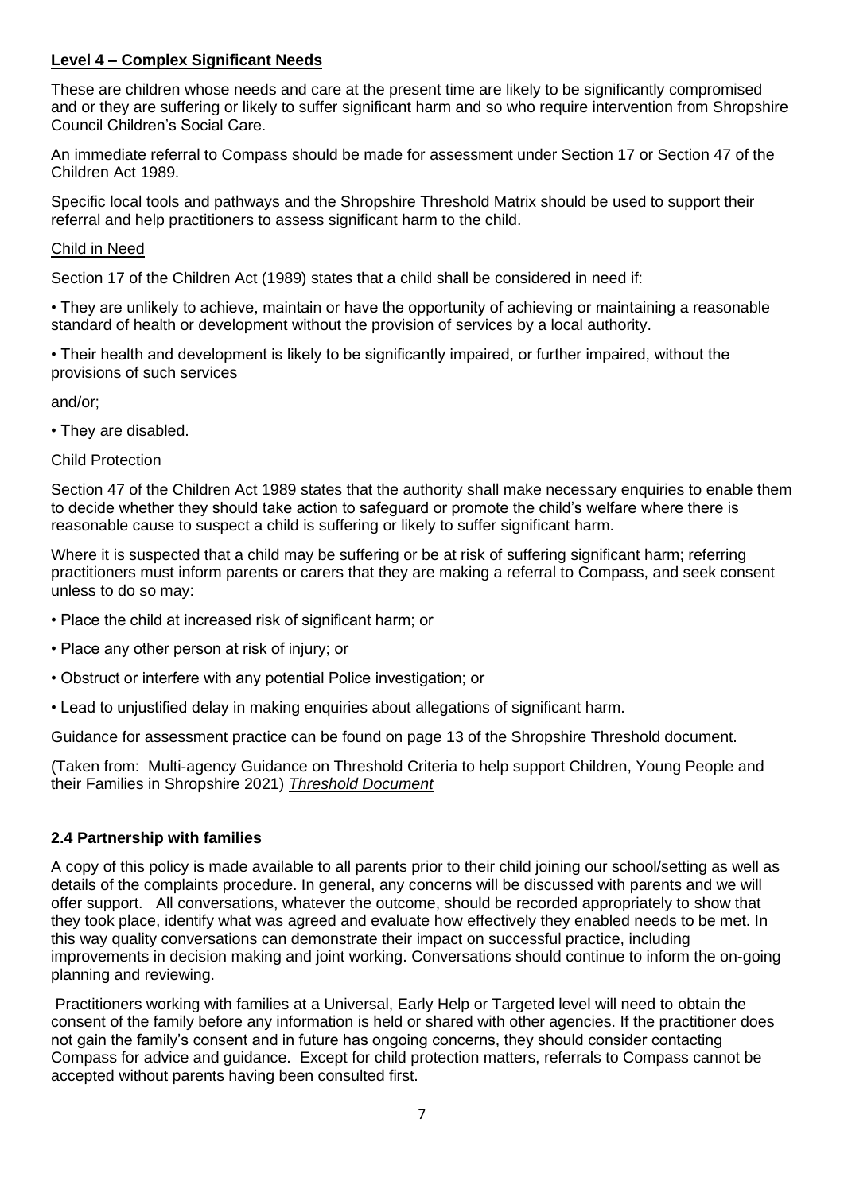### Level 4 – Complex Significant Needs

These are children whose needs and care at the present time are likely to be significantly compromised and or they are suffering or likely to suffer significant harm and so who require intervention from Shropshire Council Children's Social Care.

An immediate referral to Compass should be made for assessment under Section 17 or Section 47 of the Children Act 1989.

Specific local tools and pathways and the Shropshire Threshold Matrix should be used to support their referral and help practitioners to assess significant harm to the child.

Child in Need

Section 17 of the Children Act (1989) states that a child shall be considered in need if:

- They are unlikely to achieve, maintain or have the opportunity of achieving or maintaining a reasonable standard of health or development without the provision of services by a local authority.
- Their health and development is likely to be significantly impaired, or further impaired, without the provisions of such services

and/or;

- They are disabled.

Child Protection

Section 47 of the Children Act 1989 states that the authority shall make necessary enquiries to enable them to decide whether they should take action to safeguard or promote the child's welfare where there is reasonable cause to suspect a child is suffering or likely to suffer significant harm.

Where it is suspected that a child may be suffering or be at risk of suffering significant harm; referring practitioners must inform parents or carers that they are making a referral to Compass, and seek consent unless to do so may:

- Place the child at increased risk of significant harm; or
- Place any other person at risk of injury; or
- Obstruct or interfere with any potential Police investigation; or
- Lead to unjustified delay in making enquiries about allegations of significant harm.

Guidance for assessment practice can be found on page 13 of the Shropshire Threshold document.

(Taken from: Multi-agency Guidance on Threshold Criteria to help support Children, Young People and their Families in Shropshire 2021) *Threshold Document*

### 2.4 Partnership with families

A copy of this policy is made available to all parents prior to their child joining our school/setting as well as details of the complaints procedure. In general, any concerns will be discussed with parents and we will offer support. All conversations, whatever the outcome, should be recorded appropriately to show that they took place, identify what was agreed and evaluate how effectively they enabled needs to be met. In this way quality conversations can demonstrate their impact on successful practice, including improvements in decision making and joint working. Conversations should continue to inform the on-going planning and reviewing.

Practitioners working with families at a Universal, Early Help or Targeted level will need to obtain the consent of the family before any information is held or shared with other agencies. If the practitioner does not gain the family's consent and in future has ongoing concerns, they should consider contacting Compass for advice and guidance. Except for child protection matters, referrals to Compass cannot be accepted without parents having been consulted first.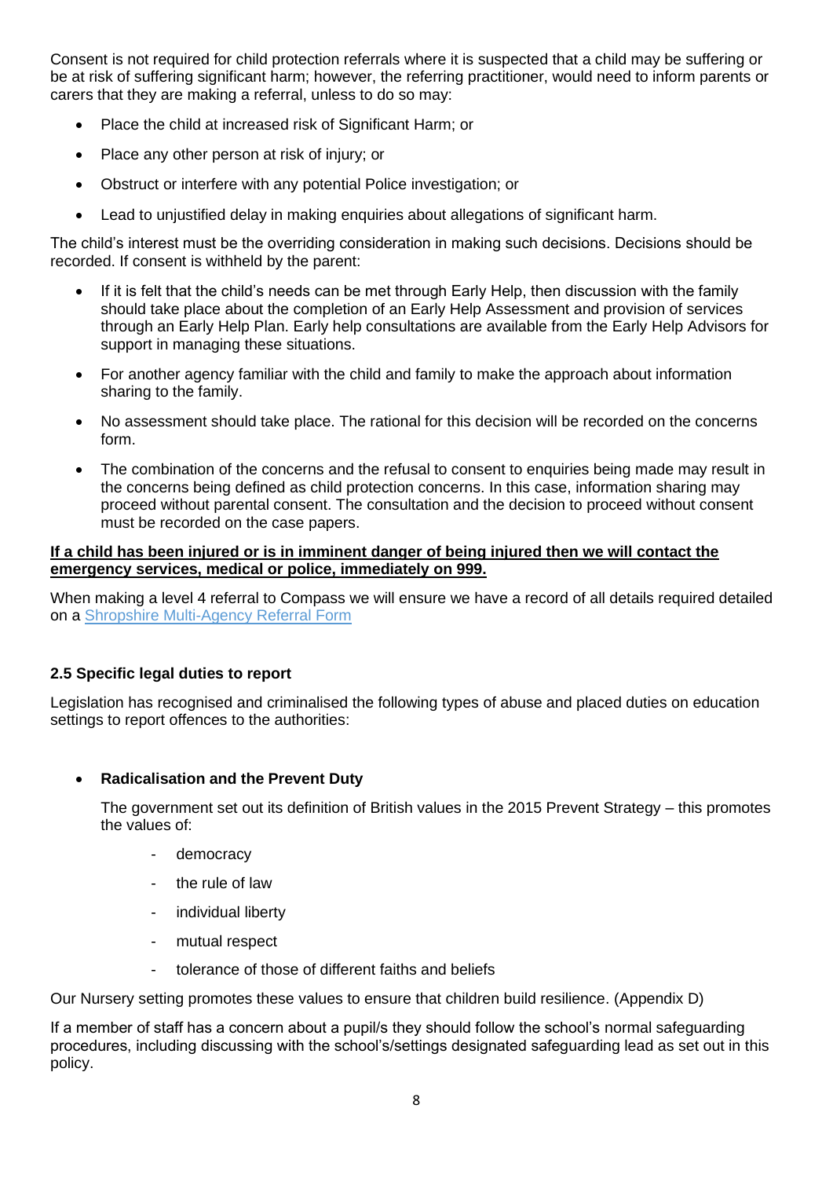Consent is not required for child protection referrals where it is suspected that a child may be suffering or be at risk of suffering significant harm; however, the referring practitioner, would need to inform parents or carers that they are making a referral, unless to do so may:

- Place the child at increased risk of Significant Harm; or
- Place any other person at risk of injury; or
- Obstruct or interfere with any potential Police investigation; or
- Lead to unjustified delay in making enquiries about allegations of significant harm.

The child's interest must be the overriding consideration in making such decisions. Decisions should be recorded. If consent is withheld by the parent:

- If it is felt that the child's needs can be met through Early Help, then discussion with the family should take place about the completion of an Early Help Assessment and provision of services through an Early Help Plan. Early help consultations are available from the Early Help Advisors for support in managing these situations.
- For another agency familiar with the child and family to make the approach about information sharing to the family.
- No assessment should take place. The rational for this decision will be recorded on the concerns form.
- The combination of the concerns and the refusal to consent to enquiries being made may result in the concerns being defined as child protection concerns. In this case, information sharing may proceed without parental consent. The consultation and the decision to proceed without consent must be recorded on the case papers.

**<u>If a child has been injured or is in imminent danger of being injured then we will contact the emergency services, medical or police, immediately on 999.</u>**

When making a level 4 referral to Compass we will ensure we have a record of all details required detailed on a [Shropshire Multi-Agency Referral Form]

### 2.5 Specific legal duties to report

Legislation has recognised and criminalised the following types of abuse and placed duties on education settings to report offences to the authorities:

- **Radicalisation and the Prevent Duty**

  The government set out its definition of British values in the 2015 Prevent Strategy – this promotes the values of:

  - democracy
  - the rule of law
  - individual liberty
  - mutual respect
  - tolerance of those of different faiths and beliefs

Our Nursery setting promotes these values to ensure that children build resilience. (Appendix D)

If a member of staff has a concern about a pupil/s they should follow the school's normal safeguarding procedures, including discussing with the school's/settings designated safeguarding lead as set out in this policy.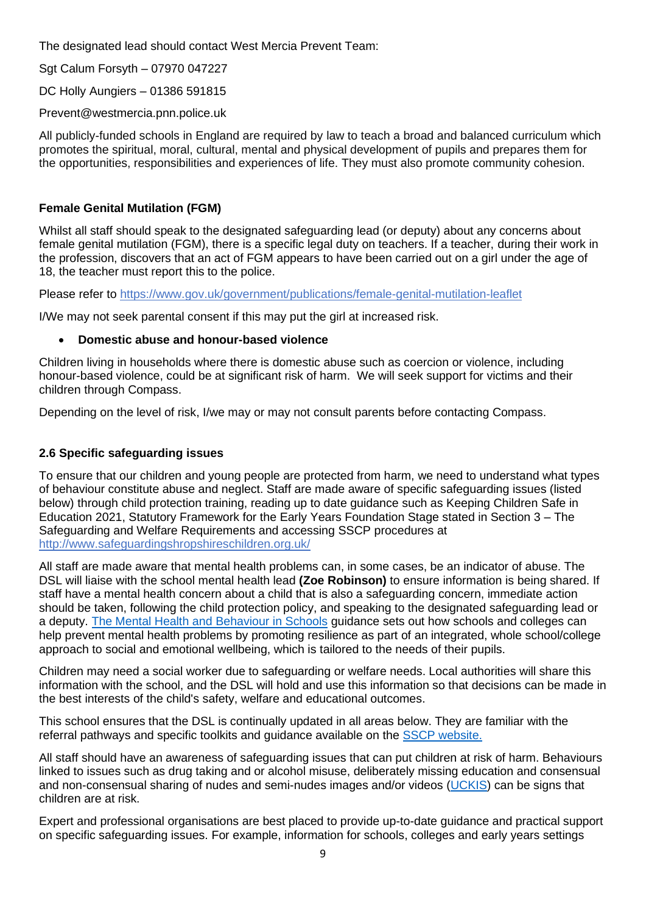The designated lead should contact West Mercia Prevent Team:

Sgt Calum Forsyth – 07970 047227

DC Holly Aungiers – 01386 591815

Prevent@westmercia.pnn.police.uk

All publicly-funded schools in England are required by law to teach a broad and balanced curriculum which promotes the spiritual, moral, cultural, mental and physical development of pupils and prepares them for the opportunities, responsibilities and experiences of life. They must also promote community cohesion.

**Female Genital Mutilation (FGM)**

Whilst all staff should speak to the designated safeguarding lead (or deputy) about any concerns about female genital mutilation (FGM), there is a specific legal duty on teachers. If a teacher, during their work in the profession, discovers that an act of FGM appears to have been carried out on a girl under the age of 18, the teacher must report this to the police.

Please refer to [https://www.gov.uk/government/publications/female-genital-mutilation-leaflet](https://www.gov.uk/government/publications/female-genital-mutilation-leaflet)

I/We may not seek parental consent if this may put the girl at increased risk.

- **Domestic abuse and honour-based violence**

Children living in households where there is domestic abuse such as coercion or violence, including honour-based violence, could be at significant risk of harm. We will seek support for victims and their children through Compass.

Depending on the level of risk, I/we may or may not consult parents before contacting Compass.

**2.6 Specific safeguarding issues**

To ensure that our children and young people are protected from harm, we need to understand what types of behaviour constitute abuse and neglect. Staff are made aware of specific safeguarding issues (listed below) through child protection training, reading up to date guidance such as Keeping Children Safe in Education 2021, Statutory Framework for the Early Years Foundation Stage stated in Section 3 – The Safeguarding and Welfare Requirements and accessing SSCP procedures at [http://www.safeguardingshropshireschildren.org.uk/](http://www.safeguardingshropshireschildren.org.uk/)

All staff are made aware that mental health problems can, in some cases, be an indicator of abuse. The DSL will liaise with the school mental health lead **(Zoe Robinson)** to ensure information is being shared. If staff have a mental health concern about a child that is also a safeguarding concern, immediate action should be taken, following the child protection policy, and speaking to the designated safeguarding lead or a deputy. The Mental Health and Behaviour in Schools guidance sets out how schools and colleges can help prevent mental health problems by promoting resilience as part of an integrated, whole school/college approach to social and emotional wellbeing, which is tailored to the needs of their pupils.

Children may need a social worker due to safeguarding or welfare needs. Local authorities will share this information with the school, and the DSL will hold and use this information so that decisions can be made in the best interests of the child's safety, welfare and educational outcomes.

This school ensures that the DSL is continually updated in all areas below. They are familiar with the referral pathways and specific toolkits and guidance available on the SSCP website.

All staff should have an awareness of safeguarding issues that can put children at risk of harm. Behaviours linked to issues such as drug taking and or alcohol misuse, deliberately missing education and consensual and non-consensual sharing of nudes and semi-nudes images and/or videos (UCKIS) can be signs that children are at risk.

Expert and professional organisations are best placed to provide up-to-date guidance and practical support on specific safeguarding issues. For example, information for schools, colleges and early years settings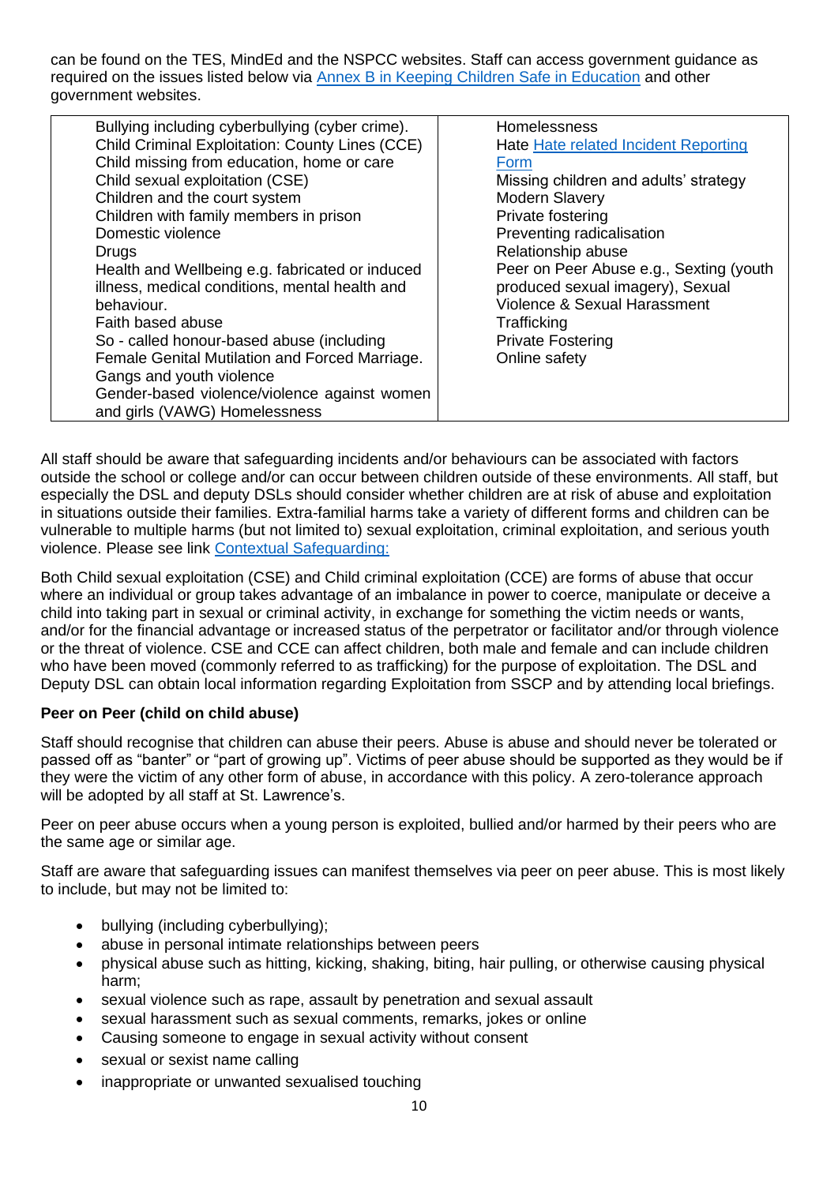can be found on the TES, MindEd and the NSPCC websites. Staff can access government guidance as required on the issues listed below via [Annex B in Keeping Children Safe in Education](#) and other government websites.

| | |
|---|---|
| Bullying including cyberbullying (cyber crime).<br>Child Criminal Exploitation: County Lines (CCE)<br>Child missing from education, home or care<br>Child sexual exploitation (CSE)<br>Children and the court system<br>Children with family members in prison<br>Domestic violence<br>Drugs<br>Health and Wellbeing e.g. fabricated or induced illness, medical conditions, mental health and behaviour.<br>Faith based abuse<br>So - called honour-based abuse (including Female Genital Mutilation and Forced Marriage.<br>Gangs and youth violence<br>Gender-based violence/violence against women and girls (VAWG) Homelessness | Homelessness<br>Hate [Hate related Incident Reporting Form](#)<br>Missing children and adults' strategy<br>Modern Slavery<br>Private fostering<br>Preventing radicalisation<br>Relationship abuse<br>Peer on Peer Abuse e.g., Sexting (youth produced sexual imagery), Sexual Violence & Sexual Harassment<br>Trafficking<br>Private Fostering<br>Online safety |

All staff should be aware that safeguarding incidents and/or behaviours can be associated with factors outside the school or college and/or can occur between children outside of these environments. All staff, but especially the DSL and deputy DSLs should consider whether children are at risk of abuse and exploitation in situations outside their families. Extra-familial harms take a variety of different forms and children can be vulnerable to multiple harms (but not limited to) sexual exploitation, criminal exploitation, and serious youth violence. Please see link [Contextual Safeguarding:](#)

Both Child sexual exploitation (CSE) and Child criminal exploitation (CCE) are forms of abuse that occur where an individual or group takes advantage of an imbalance in power to coerce, manipulate or deceive a child into taking part in sexual or criminal activity, in exchange for something the victim needs or wants, and/or for the financial advantage or increased status of the perpetrator or facilitator and/or through violence or the threat of violence. CSE and CCE can affect children, both male and female and can include children who have been moved (commonly referred to as trafficking) for the purpose of exploitation. The DSL and Deputy DSL can obtain local information regarding Exploitation from SSCP and by attending local briefings.

**Peer on Peer (child on child abuse)**

Staff should recognise that children can abuse their peers. Abuse is abuse and should never be tolerated or passed off as "banter" or "part of growing up". Victims of peer abuse should be supported as they would be if they were the victim of any other form of abuse, in accordance with this policy. A zero-tolerance approach will be adopted by all staff at St. Lawrence's.

Peer on peer abuse occurs when a young person is exploited, bullied and/or harmed by their peers who are the same age or similar age.

Staff are aware that safeguarding issues can manifest themselves via peer on peer abuse. This is most likely to include, but may not be limited to:

- bullying (including cyberbullying);
- abuse in personal intimate relationships between peers
- physical abuse such as hitting, kicking, shaking, biting, hair pulling, or otherwise causing physical harm;
- sexual violence such as rape, assault by penetration and sexual assault
- sexual harassment such as sexual comments, remarks, jokes or online
- Causing someone to engage in sexual activity without consent
- sexual or sexist name calling
- inappropriate or unwanted sexualised touching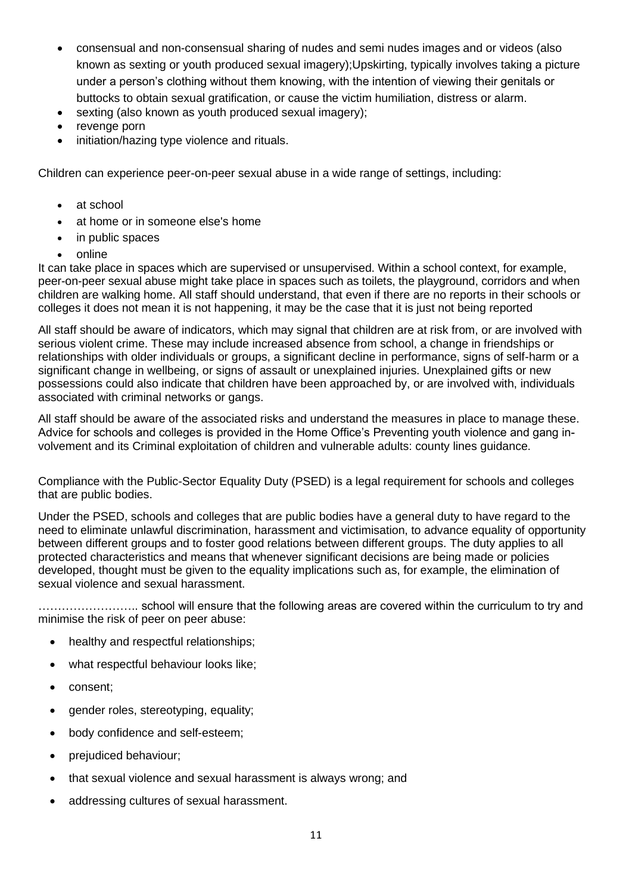- consensual and non-consensual sharing of nudes and semi nudes images and or videos (also known as sexting or youth produced sexual imagery);Upskirting, typically involves taking a picture under a person's clothing without them knowing, with the intention of viewing their genitals or buttocks to obtain sexual gratification, or cause the victim humiliation, distress or alarm.
- sexting (also known as youth produced sexual imagery);
- revenge porn
- initiation/hazing type violence and rituals.

Children can experience peer-on-peer sexual abuse in a wide range of settings, including:

- at school
- at home or in someone else's home
- in public spaces
- online

It can take place in spaces which are supervised or unsupervised. Within a school context, for example, peer-on-peer sexual abuse might take place in spaces such as toilets, the playground, corridors and when children are walking home. All staff should understand, that even if there are no reports in their schools or colleges it does not mean it is not happening, it may be the case that it is just not being reported

All staff should be aware of indicators, which may signal that children are at risk from, or are involved with serious violent crime. These may include increased absence from school, a change in friendships or relationships with older individuals or groups, a significant decline in performance, signs of self-harm or a significant change in wellbeing, or signs of assault or unexplained injuries. Unexplained gifts or new possessions could also indicate that children have been approached by, or are involved with, individuals associated with criminal networks or gangs.

All staff should be aware of the associated risks and understand the measures in place to manage these. Advice for schools and colleges is provided in the Home Office's Preventing youth violence and gang involvement and its Criminal exploitation of children and vulnerable adults: county lines guidance.

Compliance with the Public-Sector Equality Duty (PSED) is a legal requirement for schools and colleges that are public bodies.

Under the PSED, schools and colleges that are public bodies have a general duty to have regard to the need to eliminate unlawful discrimination, harassment and victimisation, to advance equality of opportunity between different groups and to foster good relations between different groups. The duty applies to all protected characteristics and means that whenever significant decisions are being made or policies developed, thought must be given to the equality implications such as, for example, the elimination of sexual violence and sexual harassment.

…………………….. school will ensure that the following areas are covered within the curriculum to try and minimise the risk of peer on peer abuse:

- healthy and respectful relationships;
- what respectful behaviour looks like;
- consent;
- gender roles, stereotyping, equality;
- body confidence and self-esteem;
- prejudiced behaviour;
- that sexual violence and sexual harassment is always wrong; and
- addressing cultures of sexual harassment.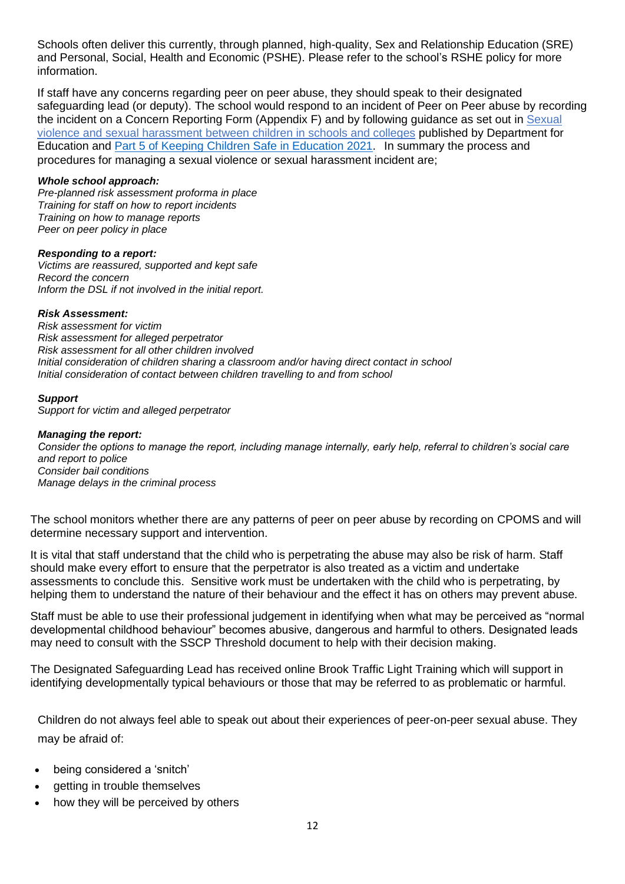Schools often deliver this currently, through planned, high-quality, Sex and Relationship Education (SRE) and Personal, Social, Health and Economic (PSHE). Please refer to the school's RSHE policy for more information.

If staff have any concerns regarding peer on peer abuse, they should speak to their designated safeguarding lead (or deputy). The school would respond to an incident of Peer on Peer abuse by recording the incident on a Concern Reporting Form (Appendix F) and by following guidance as set out in Sexual violence and sexual harassment between children in schools and colleges published by Department for Education and Part 5 of Keeping Children Safe in Education 2021. In summary the process and procedures for managing a sexual violence or sexual harassment incident are;

***Whole school approach:***
*Pre-planned risk assessment proforma in place*
*Training for staff on how to report incidents*
*Training on how to manage reports*
*Peer on peer policy in place*

***Responding to a report:***
*Victims are reassured, supported and kept safe*
*Record the concern*
*Inform the DSL if not involved in the initial report.*

***Risk Assessment:***
*Risk assessment for victim*
*Risk assessment for alleged perpetrator*
*Risk assessment for all other children involved*
*Initial consideration of children sharing a classroom and/or having direct contact in school*
*Initial consideration of contact between children travelling to and from school*

***Support***
*Support for victim and alleged perpetrator*

***Managing the report:***
*Consider the options to manage the report, including manage internally, early help, referral to children's social care and report to police*
*Consider bail conditions*
*Manage delays in the criminal process*

The school monitors whether there are any patterns of peer on peer abuse by recording on CPOMS and will determine necessary support and intervention.

It is vital that staff understand that the child who is perpetrating the abuse may also be risk of harm. Staff should make every effort to ensure that the perpetrator is also treated as a victim and undertake assessments to conclude this. Sensitive work must be undertaken with the child who is perpetrating, by helping them to understand the nature of their behaviour and the effect it has on others may prevent abuse.

Staff must be able to use their professional judgement in identifying when what may be perceived as "normal developmental childhood behaviour" becomes abusive, dangerous and harmful to others. Designated leads may need to consult with the SSCP Threshold document to help with their decision making.

The Designated Safeguarding Lead has received online Brook Traffic Light Training which will support in identifying developmentally typical behaviours or those that may be referred to as problematic or harmful.

Children do not always feel able to speak out about their experiences of peer-on-peer sexual abuse. They may be afraid of:

- being considered a 'snitch'
- getting in trouble themselves
- how they will be perceived by others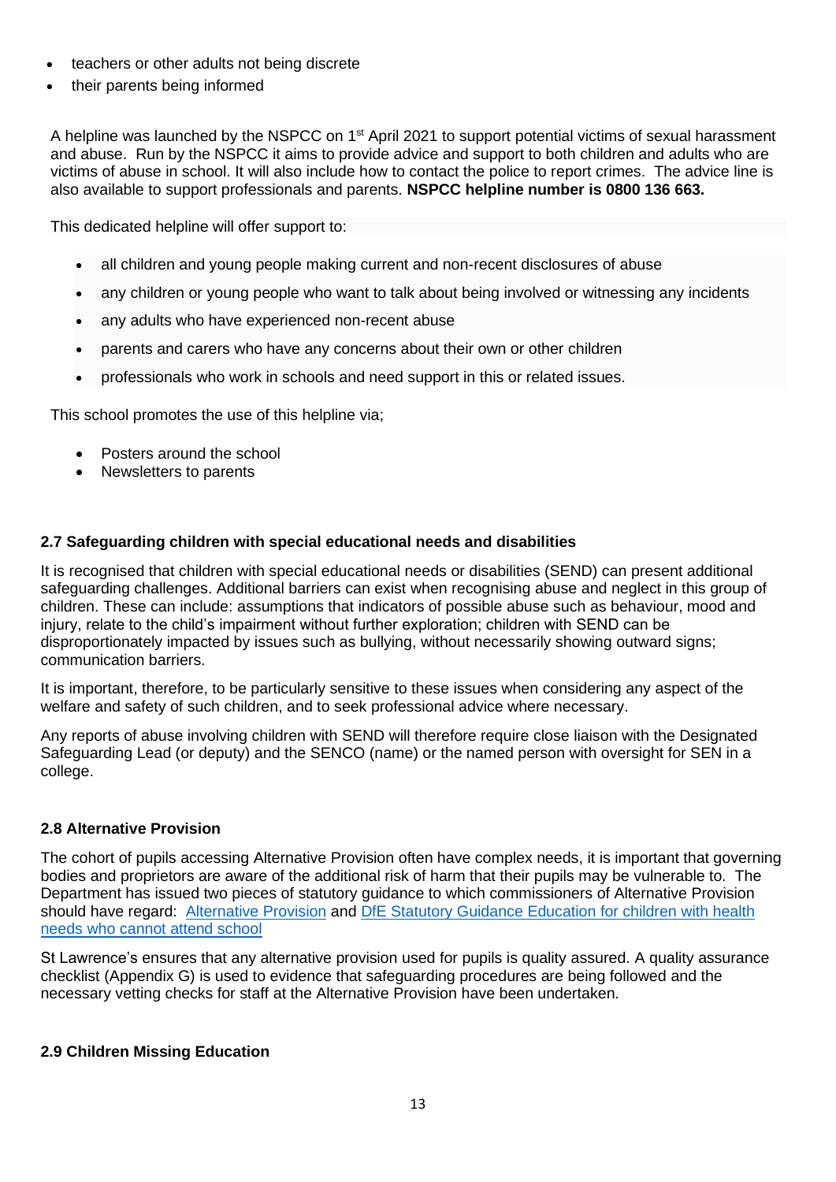- teachers or other adults not being discrete
- their parents being informed

A helpline was launched by the NSPCC on 1st April 2021 to support potential victims of sexual harassment and abuse. Run by the NSPCC it aims to provide advice and support to both children and adults who are victims of abuse in school. It will also include how to contact the police to report crimes. The advice line is also available to support professionals and parents. **NSPCC helpline number is 0800 136 663.**

This dedicated helpline will offer support to:

- all children and young people making current and non-recent disclosures of abuse
- any children or young people who want to talk about being involved or witnessing any incidents
- any adults who have experienced non-recent abuse
- parents and carers who have any concerns about their own or other children
- professionals who work in schools and need support in this or related issues.

This school promotes the use of this helpline via;

- Posters around the school
- Newsletters to parents

### 2.7 Safeguarding children with special educational needs and disabilities

It is recognised that children with special educational needs or disabilities (SEND) can present additional safeguarding challenges. Additional barriers can exist when recognising abuse and neglect in this group of children. These can include: assumptions that indicators of possible abuse such as behaviour, mood and injury, relate to the child's impairment without further exploration; children with SEND can be disproportionately impacted by issues such as bullying, without necessarily showing outward signs; communication barriers.

It is important, therefore, to be particularly sensitive to these issues when considering any aspect of the welfare and safety of such children, and to seek professional advice where necessary.

Any reports of abuse involving children with SEND will therefore require close liaison with the Designated Safeguarding Lead (or deputy) and the SENCO (name) or the named person with oversight for SEN in a college.

### 2.8 Alternative Provision

The cohort of pupils accessing Alternative Provision often have complex needs, it is important that governing bodies and proprietors are aware of the additional risk of harm that their pupils may be vulnerable to. The Department has issued two pieces of statutory guidance to which commissioners of Alternative Provision should have regard: Alternative Provision and DfE Statutory Guidance Education for children with health needs who cannot attend school

St Lawrence's ensures that any alternative provision used for pupils is quality assured. A quality assurance checklist (Appendix G) is used to evidence that safeguarding procedures are being followed and the necessary vetting checks for staff at the Alternative Provision have been undertaken.

### 2.9 Children Missing Education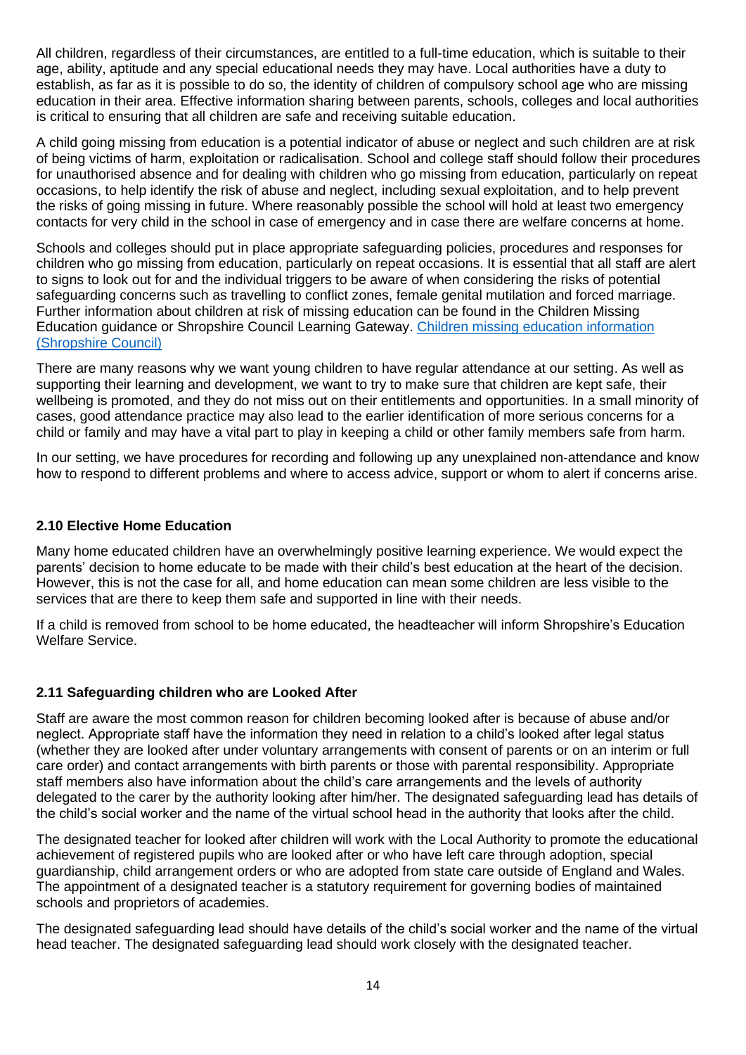All children, regardless of their circumstances, are entitled to a full-time education, which is suitable to their age, ability, aptitude and any special educational needs they may have. Local authorities have a duty to establish, as far as it is possible to do so, the identity of children of compulsory school age who are missing education in their area. Effective information sharing between parents, schools, colleges and local authorities is critical to ensuring that all children are safe and receiving suitable education.

A child going missing from education is a potential indicator of abuse or neglect and such children are at risk of being victims of harm, exploitation or radicalisation. School and college staff should follow their procedures for unauthorised absence and for dealing with children who go missing from education, particularly on repeat occasions, to help identify the risk of abuse and neglect, including sexual exploitation, and to help prevent the risks of going missing in future. Where reasonably possible the school will hold at least two emergency contacts for very child in the school in case of emergency and in case there are welfare concerns at home.

Schools and colleges should put in place appropriate safeguarding policies, procedures and responses for children who go missing from education, particularly on repeat occasions. It is essential that all staff are alert to signs to look out for and the individual triggers to be aware of when considering the risks of potential safeguarding concerns such as travelling to conflict zones, female genital mutilation and forced marriage. Further information about children at risk of missing education can be found in the Children Missing Education guidance or Shropshire Council Learning Gateway. [Children missing education information (Shropshire Council)]

There are many reasons why we want young children to have regular attendance at our setting. As well as supporting their learning and development, we want to try to make sure that children are kept safe, their wellbeing is promoted, and they do not miss out on their entitlements and opportunities. In a small minority of cases, good attendance practice may also lead to the earlier identification of more serious concerns for a child or family and may have a vital part to play in keeping a child or other family members safe from harm.

In our setting, we have procedures for recording and following up any unexplained non-attendance and know how to respond to different problems and where to access advice, support or whom to alert if concerns arise.

### 2.10 Elective Home Education

Many home educated children have an overwhelmingly positive learning experience. We would expect the parents' decision to home educate to be made with their child's best education at the heart of the decision. However, this is not the case for all, and home education can mean some children are less visible to the services that are there to keep them safe and supported in line with their needs.

If a child is removed from school to be home educated, the headteacher will inform Shropshire's Education Welfare Service.

### 2.11 Safeguarding children who are Looked After

Staff are aware the most common reason for children becoming looked after is because of abuse and/or neglect. Appropriate staff have the information they need in relation to a child's looked after legal status (whether they are looked after under voluntary arrangements with consent of parents or on an interim or full care order) and contact arrangements with birth parents or those with parental responsibility. Appropriate staff members also have information about the child's care arrangements and the levels of authority delegated to the carer by the authority looking after him/her. The designated safeguarding lead has details of the child's social worker and the name of the virtual school head in the authority that looks after the child.

The designated teacher for looked after children will work with the Local Authority to promote the educational achievement of registered pupils who are looked after or who have left care through adoption, special guardianship, child arrangement orders or who are adopted from state care outside of England and Wales. The appointment of a designated teacher is a statutory requirement for governing bodies of maintained schools and proprietors of academies.

The designated safeguarding lead should have details of the child's social worker and the name of the virtual head teacher. The designated safeguarding lead should work closely with the designated teacher.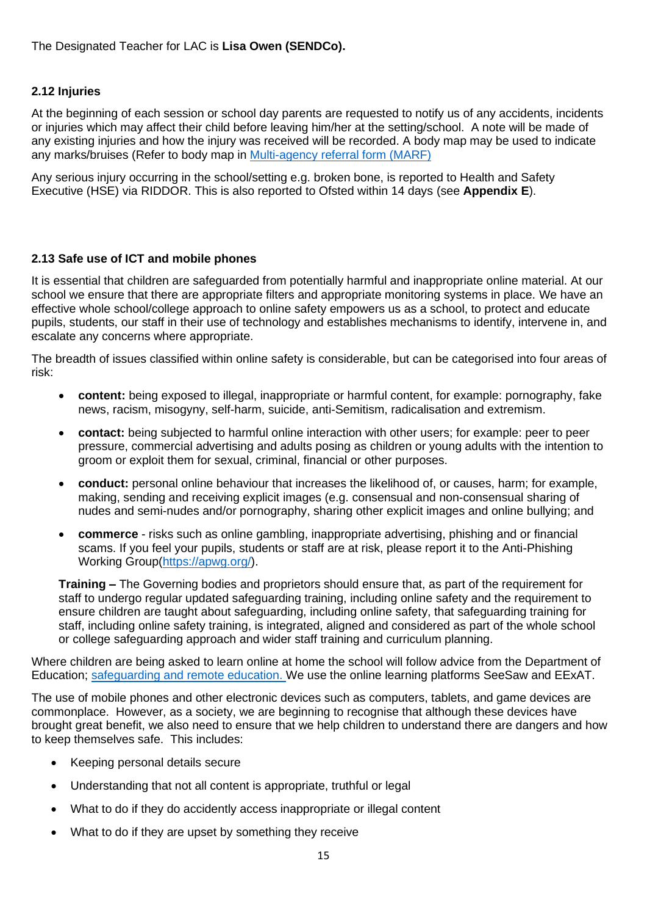The Designated Teacher for LAC is **Lisa Owen (SENDCo).**

### 2.12 Injuries

At the beginning of each session or school day parents are requested to notify us of any accidents, incidents or injuries which may affect their child before leaving him/her at the setting/school. A note will be made of any existing injuries and how the injury was received will be recorded. A body map may be used to indicate any marks/bruises (Refer to body map in [Multi-agency referral form (MARF)](#)

Any serious injury occurring in the school/setting e.g. broken bone, is reported to Health and Safety Executive (HSE) via RIDDOR. This is also reported to Ofsted within 14 days (see **Appendix E**).

### 2.13 Safe use of ICT and mobile phones

It is essential that children are safeguarded from potentially harmful and inappropriate online material. At our school we ensure that there are appropriate filters and appropriate monitoring systems in place. We have an effective whole school/college approach to online safety empowers us as a school, to protect and educate pupils, students, our staff in their use of technology and establishes mechanisms to identify, intervene in, and escalate any concerns where appropriate.

The breadth of issues classified within online safety is considerable, but can be categorised into four areas of risk:

- **content:** being exposed to illegal, inappropriate or harmful content, for example: pornography, fake news, racism, misogyny, self-harm, suicide, anti-Semitism, radicalisation and extremism.
- **contact:** being subjected to harmful online interaction with other users; for example: peer to peer pressure, commercial advertising and adults posing as children or young adults with the intention to groom or exploit them for sexual, criminal, financial or other purposes.
- **conduct:** personal online behaviour that increases the likelihood of, or causes, harm; for example, making, sending and receiving explicit images (e.g. consensual and non-consensual sharing of nudes and semi-nudes and/or pornography, sharing other explicit images and online bullying; and
- **commerce** - risks such as online gambling, inappropriate advertising, phishing and or financial scams. If you feel your pupils, students or staff are at risk, please report it to the Anti-Phishing Working Group([https://apwg.org/](https://apwg.org/)).

**Training –** The Governing bodies and proprietors should ensure that, as part of the requirement for staff to undergo regular updated safeguarding training, including online safety and the requirement to ensure children are taught about safeguarding, including online safety, that safeguarding training for staff, including online safety training, is integrated, aligned and considered as part of the whole school or college safeguarding approach and wider staff training and curriculum planning.

Where children are being asked to learn online at home the school will follow advice from the Department of Education; [safeguarding and remote education.](#) We use the online learning platforms SeeSaw and EExAT.

The use of mobile phones and other electronic devices such as computers, tablets, and game devices are commonplace. However, as a society, we are beginning to recognise that although these devices have brought great benefit, we also need to ensure that we help children to understand there are dangers and how to keep themselves safe. This includes:

- Keeping personal details secure
- Understanding that not all content is appropriate, truthful or legal
- What to do if they do accidently access inappropriate or illegal content
- What to do if they are upset by something they receive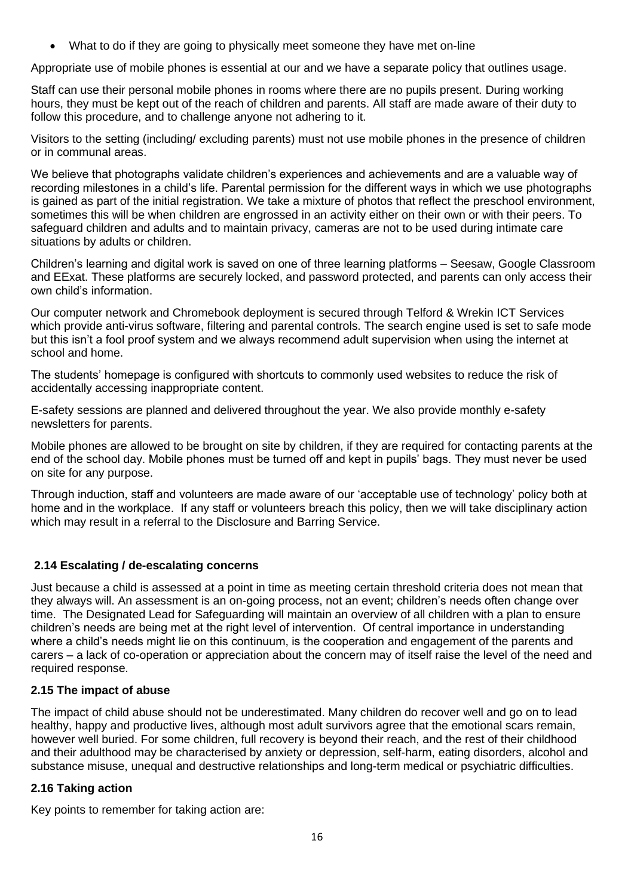- What to do if they are going to physically meet someone they have met on-line

Appropriate use of mobile phones is essential at our and we have a separate policy that outlines usage.

Staff can use their personal mobile phones in rooms where there are no pupils present. During working hours, they must be kept out of the reach of children and parents. All staff are made aware of their duty to follow this procedure, and to challenge anyone not adhering to it.

Visitors to the setting (including/ excluding parents) must not use mobile phones in the presence of children or in communal areas.

We believe that photographs validate children's experiences and achievements and are a valuable way of recording milestones in a child's life. Parental permission for the different ways in which we use photographs is gained as part of the initial registration. We take a mixture of photos that reflect the preschool environment, sometimes this will be when children are engrossed in an activity either on their own or with their peers. To safeguard children and adults and to maintain privacy, cameras are not to be used during intimate care situations by adults or children.

Children's learning and digital work is saved on one of three learning platforms – Seesaw, Google Classroom and EExat. These platforms are securely locked, and password protected, and parents can only access their own child's information.

Our computer network and Chromebook deployment is secured through Telford & Wrekin ICT Services which provide anti-virus software, filtering and parental controls. The search engine used is set to safe mode but this isn't a fool proof system and we always recommend adult supervision when using the internet at school and home.

The students' homepage is configured with shortcuts to commonly used websites to reduce the risk of accidentally accessing inappropriate content.

E-safety sessions are planned and delivered throughout the year. We also provide monthly e-safety newsletters for parents.

Mobile phones are allowed to be brought on site by children, if they are required for contacting parents at the end of the school day. Mobile phones must be turned off and kept in pupils' bags. They must never be used on site for any purpose.

Through induction, staff and volunteers are made aware of our 'acceptable use of technology' policy both at home and in the workplace. If any staff or volunteers breach this policy, then we will take disciplinary action which may result in a referral to the Disclosure and Barring Service.

### 2.14 Escalating / de-escalating concerns

Just because a child is assessed at a point in time as meeting certain threshold criteria does not mean that they always will. An assessment is an on-going process, not an event; children's needs often change over time. The Designated Lead for Safeguarding will maintain an overview of all children with a plan to ensure children's needs are being met at the right level of intervention. Of central importance in understanding where a child's needs might lie on this continuum, is the cooperation and engagement of the parents and carers – a lack of co-operation or appreciation about the concern may of itself raise the level of the need and required response.

### 2.15 The impact of abuse

The impact of child abuse should not be underestimated. Many children do recover well and go on to lead healthy, happy and productive lives, although most adult survivors agree that the emotional scars remain, however well buried. For some children, full recovery is beyond their reach, and the rest of their childhood and their adulthood may be characterised by anxiety or depression, self-harm, eating disorders, alcohol and substance misuse, unequal and destructive relationships and long-term medical or psychiatric difficulties.

### 2.16 Taking action

Key points to remember for taking action are: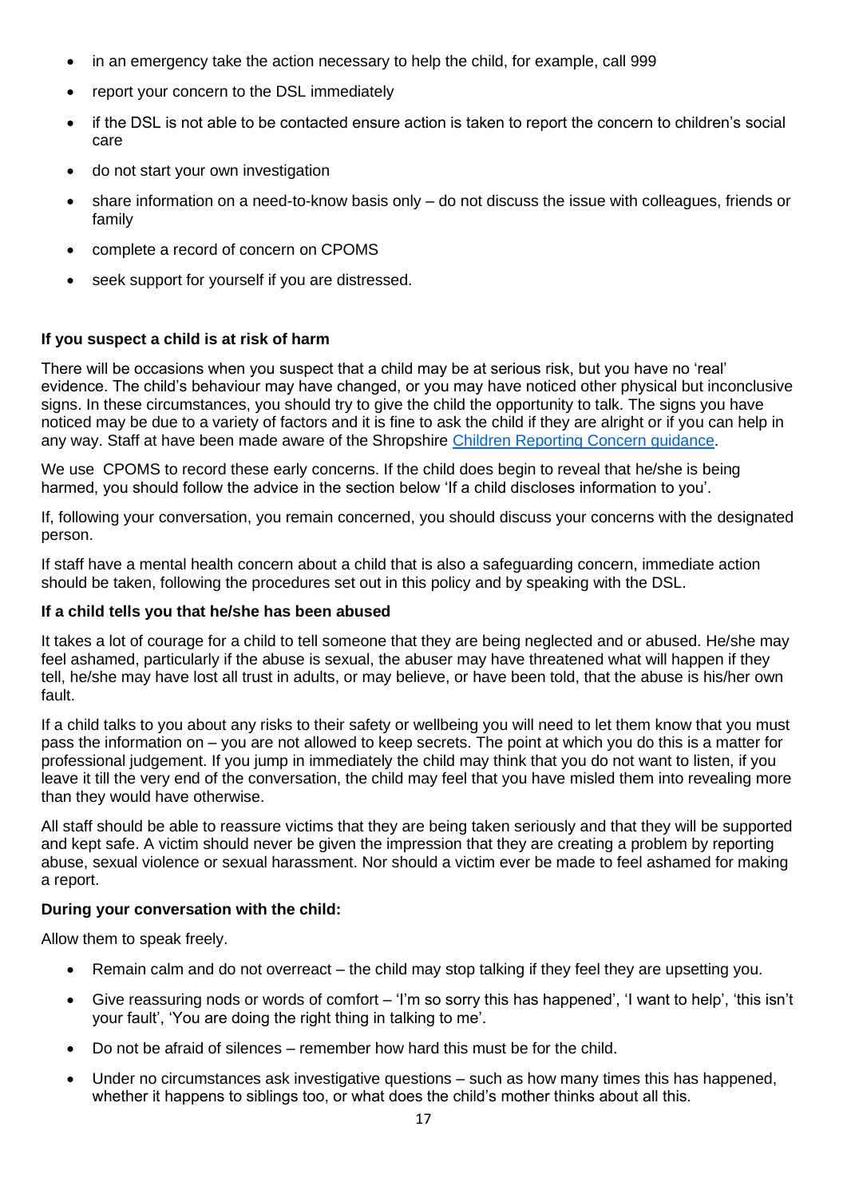- in an emergency take the action necessary to help the child, for example, call 999
- report your concern to the DSL immediately
- if the DSL is not able to be contacted ensure action is taken to report the concern to children's social care
- do not start your own investigation
- share information on a need-to-know basis only – do not discuss the issue with colleagues, friends or family
- complete a record of concern on CPOMS
- seek support for yourself if you are distressed.

**If you suspect a child is at risk of harm**

There will be occasions when you suspect that a child may be at serious risk, but you have no 'real' evidence. The child's behaviour may have changed, or you may have noticed other physical but inconclusive signs. In these circumstances, you should try to give the child the opportunity to talk. The signs you have noticed may be due to a variety of factors and it is fine to ask the child if they are alright or if you can help in any way. Staff at have been made aware of the Shropshire [Children Reporting Concern guidance](#).

We use CPOMS to record these early concerns. If the child does begin to reveal that he/she is being harmed, you should follow the advice in the section below 'If a child discloses information to you'.

If, following your conversation, you remain concerned, you should discuss your concerns with the designated person.

If staff have a mental health concern about a child that is also a safeguarding concern, immediate action should be taken, following the procedures set out in this policy and by speaking with the DSL.

**If a child tells you that he/she has been abused**

It takes a lot of courage for a child to tell someone that they are being neglected and or abused. He/she may feel ashamed, particularly if the abuse is sexual, the abuser may have threatened what will happen if they tell, he/she may have lost all trust in adults, or may believe, or have been told, that the abuse is his/her own fault.

If a child talks to you about any risks to their safety or wellbeing you will need to let them know that you must pass the information on – you are not allowed to keep secrets. The point at which you do this is a matter for professional judgement. If you jump in immediately the child may think that you do not want to listen, if you leave it till the very end of the conversation, the child may feel that you have misled them into revealing more than they would have otherwise.

All staff should be able to reassure victims that they are being taken seriously and that they will be supported and kept safe. A victim should never be given the impression that they are creating a problem by reporting abuse, sexual violence or sexual harassment. Nor should a victim ever be made to feel ashamed for making a report.

**During your conversation with the child:**

Allow them to speak freely.

- Remain calm and do not overreact – the child may stop talking if they feel they are upsetting you.
- Give reassuring nods or words of comfort – 'I'm so sorry this has happened', 'I want to help', 'this isn't your fault', 'You are doing the right thing in talking to me'.
- Do not be afraid of silences – remember how hard this must be for the child.
- Under no circumstances ask investigative questions – such as how many times this has happened, whether it happens to siblings too, or what does the child's mother thinks about all this.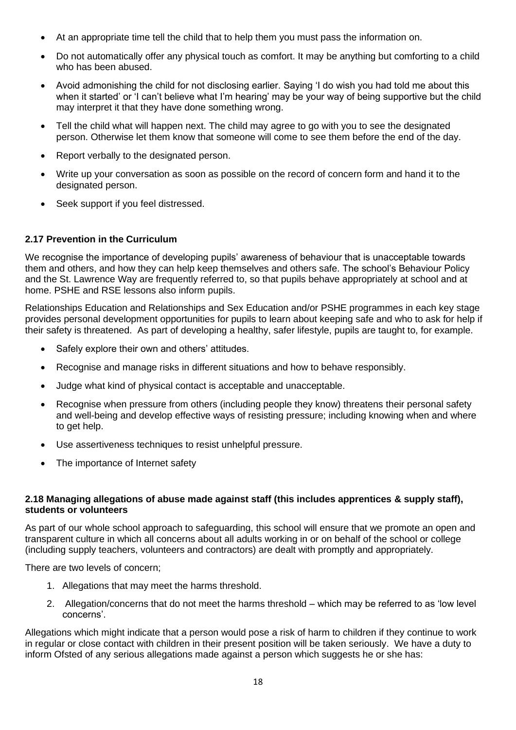- At an appropriate time tell the child that to help them you must pass the information on.
- Do not automatically offer any physical touch as comfort. It may be anything but comforting to a child who has been abused.
- Avoid admonishing the child for not disclosing earlier. Saying 'I do wish you had told me about this when it started' or 'I can't believe what I'm hearing' may be your way of being supportive but the child may interpret it that they have done something wrong.
- Tell the child what will happen next. The child may agree to go with you to see the designated person. Otherwise let them know that someone will come to see them before the end of the day.
- Report verbally to the designated person.
- Write up your conversation as soon as possible on the record of concern form and hand it to the designated person.
- Seek support if you feel distressed.

### 2.17 Prevention in the Curriculum

We recognise the importance of developing pupils' awareness of behaviour that is unacceptable towards them and others, and how they can help keep themselves and others safe. The school's Behaviour Policy and the St. Lawrence Way are frequently referred to, so that pupils behave appropriately at school and at home. PSHE and RSE lessons also inform pupils.

Relationships Education and Relationships and Sex Education and/or PSHE programmes in each key stage provides personal development opportunities for pupils to learn about keeping safe and who to ask for help if their safety is threatened. As part of developing a healthy, safer lifestyle, pupils are taught to, for example.

- Safely explore their own and others' attitudes.
- Recognise and manage risks in different situations and how to behave responsibly.
- Judge what kind of physical contact is acceptable and unacceptable.
- Recognise when pressure from others (including people they know) threatens their personal safety and well-being and develop effective ways of resisting pressure; including knowing when and where to get help.
- Use assertiveness techniques to resist unhelpful pressure.
- The importance of Internet safety

### 2.18 Managing allegations of abuse made against staff (this includes apprentices & supply staff), students or volunteers

As part of our whole school approach to safeguarding, this school will ensure that we promote an open and transparent culture in which all concerns about all adults working in or on behalf of the school or college (including supply teachers, volunteers and contractors) are dealt with promptly and appropriately.

There are two levels of concern;

1. Allegations that may meet the harms threshold.
2. Allegation/concerns that do not meet the harms threshold – which may be referred to as 'low level concerns'.

Allegations which might indicate that a person would pose a risk of harm to children if they continue to work in regular or close contact with children in their present position will be taken seriously. We have a duty to inform Ofsted of any serious allegations made against a person which suggests he or she has: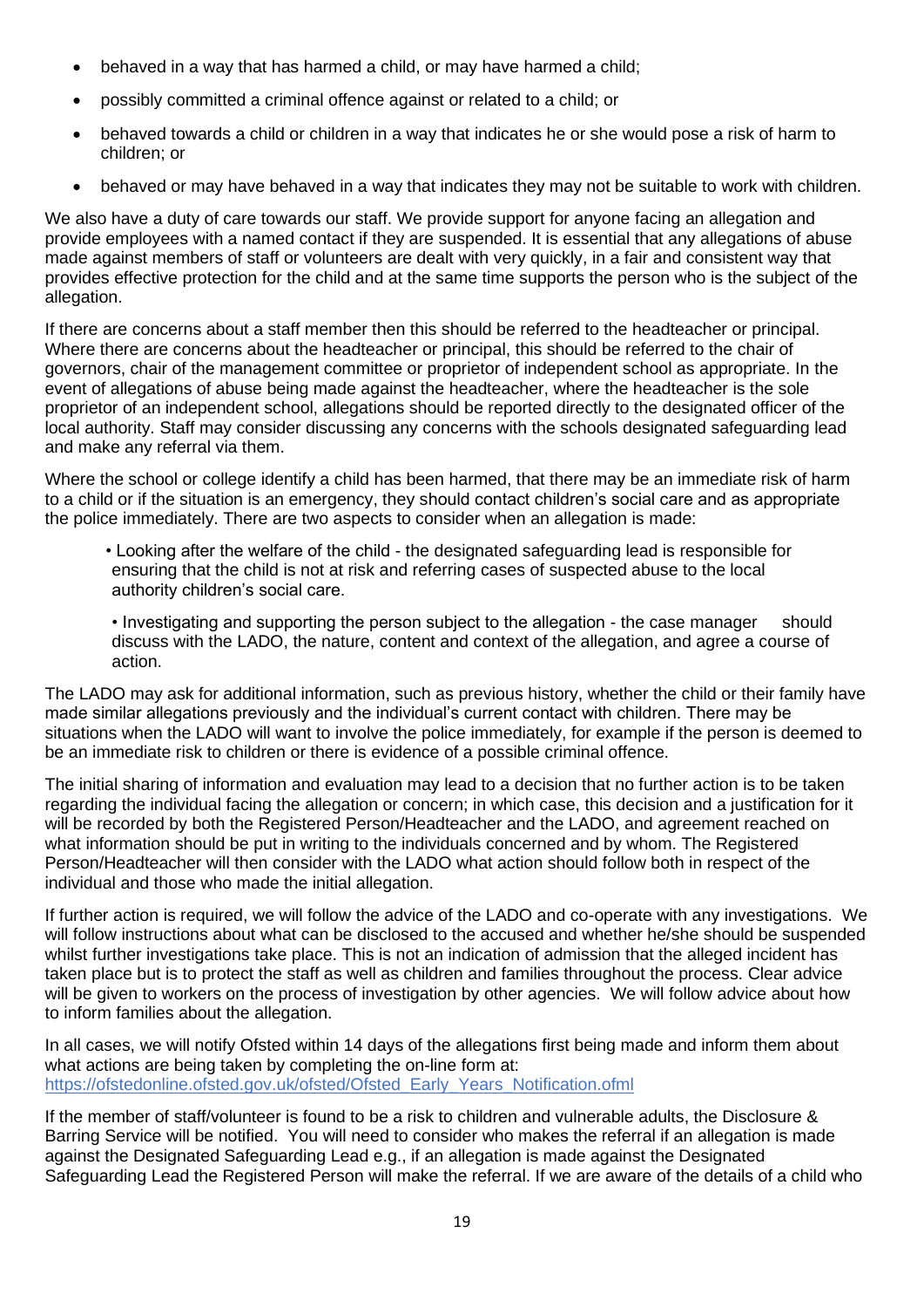- behaved in a way that has harmed a child, or may have harmed a child;
- possibly committed a criminal offence against or related to a child; or
- behaved towards a child or children in a way that indicates he or she would pose a risk of harm to children; or
- behaved or may have behaved in a way that indicates they may not be suitable to work with children.

We also have a duty of care towards our staff. We provide support for anyone facing an allegation and provide employees with a named contact if they are suspended. It is essential that any allegations of abuse made against members of staff or volunteers are dealt with very quickly, in a fair and consistent way that provides effective protection for the child and at the same time supports the person who is the subject of the allegation.

If there are concerns about a staff member then this should be referred to the headteacher or principal. Where there are concerns about the headteacher or principal, this should be referred to the chair of governors, chair of the management committee or proprietor of independent school as appropriate. In the event of allegations of abuse being made against the headteacher, where the headteacher is the sole proprietor of an independent school, allegations should be reported directly to the designated officer of the local authority. Staff may consider discussing any concerns with the schools designated safeguarding lead and make any referral via them.

Where the school or college identify a child has been harmed, that there may be an immediate risk of harm to a child or if the situation is an emergency, they should contact children's social care and as appropriate the police immediately. There are two aspects to consider when an allegation is made:

- Looking after the welfare of the child - the designated safeguarding lead is responsible for ensuring that the child is not at risk and referring cases of suspected abuse to the local authority children's social care.
- Investigating and supporting the person subject to the allegation - the case manager should discuss with the LADO, the nature, content and context of the allegation, and agree a course of action.

The LADO may ask for additional information, such as previous history, whether the child or their family have made similar allegations previously and the individual's current contact with children. There may be situations when the LADO will want to involve the police immediately, for example if the person is deemed to be an immediate risk to children or there is evidence of a possible criminal offence.

The initial sharing of information and evaluation may lead to a decision that no further action is to be taken regarding the individual facing the allegation or concern; in which case, this decision and a justification for it will be recorded by both the Registered Person/Headteacher and the LADO, and agreement reached on what information should be put in writing to the individuals concerned and by whom. The Registered Person/Headteacher will then consider with the LADO what action should follow both in respect of the individual and those who made the initial allegation.

If further action is required, we will follow the advice of the LADO and co-operate with any investigations. We will follow instructions about what can be disclosed to the accused and whether he/she should be suspended whilst further investigations take place. This is not an indication of admission that the alleged incident has taken place but is to protect the staff as well as children and families throughout the process. Clear advice will be given to workers on the process of investigation by other agencies. We will follow advice about how to inform families about the allegation.

In all cases, we will notify Ofsted within 14 days of the allegations first being made and inform them about what actions are being taken by completing the on-line form at: [https://ofstedonline.ofsted.gov.uk/ofsted/Ofsted_Early_Years_Notification.ofml](https://ofstedonline.ofsted.gov.uk/ofsted/Ofsted_Early_Years_Notification.ofml)

If the member of staff/volunteer is found to be a risk to children and vulnerable adults, the Disclosure & Barring Service will be notified. You will need to consider who makes the referral if an allegation is made against the Designated Safeguarding Lead e.g., if an allegation is made against the Designated Safeguarding Lead the Registered Person will make the referral. If we are aware of the details of a child who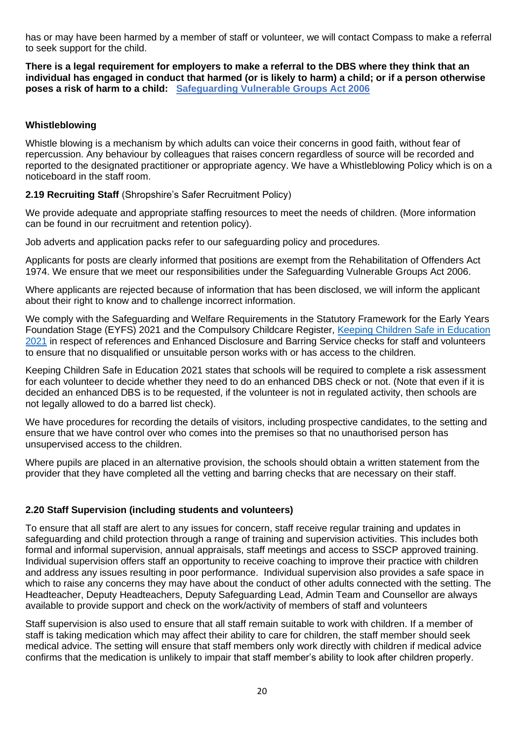has or may have been harmed by a member of staff or volunteer, we will contact Compass to make a referral to seek support for the child.

**There is a legal requirement for employers to make a referral to the DBS where they think that an individual has engaged in conduct that harmed (or is likely to harm) a child; or if a person otherwise poses a risk of harm to a child: Safeguarding Vulnerable Groups Act 2006**

### Whistleblowing

Whistle blowing is a mechanism by which adults can voice their concerns in good faith, without fear of repercussion. Any behaviour by colleagues that raises concern regardless of source will be recorded and reported to the designated practitioner or appropriate agency. We have a Whistleblowing Policy which is on a noticeboard in the staff room.

**2.19 Recruiting Staff** (Shropshire's Safer Recruitment Policy)

We provide adequate and appropriate staffing resources to meet the needs of children. (More information can be found in our recruitment and retention policy).

Job adverts and application packs refer to our safeguarding policy and procedures.

Applicants for posts are clearly informed that positions are exempt from the Rehabilitation of Offenders Act 1974. We ensure that we meet our responsibilities under the Safeguarding Vulnerable Groups Act 2006.

Where applicants are rejected because of information that has been disclosed, we will inform the applicant about their right to know and to challenge incorrect information.

We comply with the Safeguarding and Welfare Requirements in the Statutory Framework for the Early Years Foundation Stage (EYFS) 2021 and the Compulsory Childcare Register, Keeping Children Safe in Education 2021 in respect of references and Enhanced Disclosure and Barring Service checks for staff and volunteers to ensure that no disqualified or unsuitable person works with or has access to the children.

Keeping Children Safe in Education 2021 states that schools will be required to complete a risk assessment for each volunteer to decide whether they need to do an enhanced DBS check or not. (Note that even if it is decided an enhanced DBS is to be requested, if the volunteer is not in regulated activity, then schools are not legally allowed to do a barred list check).

We have procedures for recording the details of visitors, including prospective candidates, to the setting and ensure that we have control over who comes into the premises so that no unauthorised person has unsupervised access to the children.

Where pupils are placed in an alternative provision, the schools should obtain a written statement from the provider that they have completed all the vetting and barring checks that are necessary on their staff.

### 2.20 Staff Supervision (including students and volunteers)

To ensure that all staff are alert to any issues for concern, staff receive regular training and updates in safeguarding and child protection through a range of training and supervision activities. This includes both formal and informal supervision, annual appraisals, staff meetings and access to SSCP approved training. Individual supervision offers staff an opportunity to receive coaching to improve their practice with children and address any issues resulting in poor performance. Individual supervision also provides a safe space in which to raise any concerns they may have about the conduct of other adults connected with the setting. The Headteacher, Deputy Headteachers, Deputy Safeguarding Lead, Admin Team and Counsellor are always available to provide support and check on the work/activity of members of staff and volunteers

Staff supervision is also used to ensure that all staff remain suitable to work with children. If a member of staff is taking medication which may affect their ability to care for children, the staff member should seek medical advice. The setting will ensure that staff members only work directly with children if medical advice confirms that the medication is unlikely to impair that staff member's ability to look after children properly.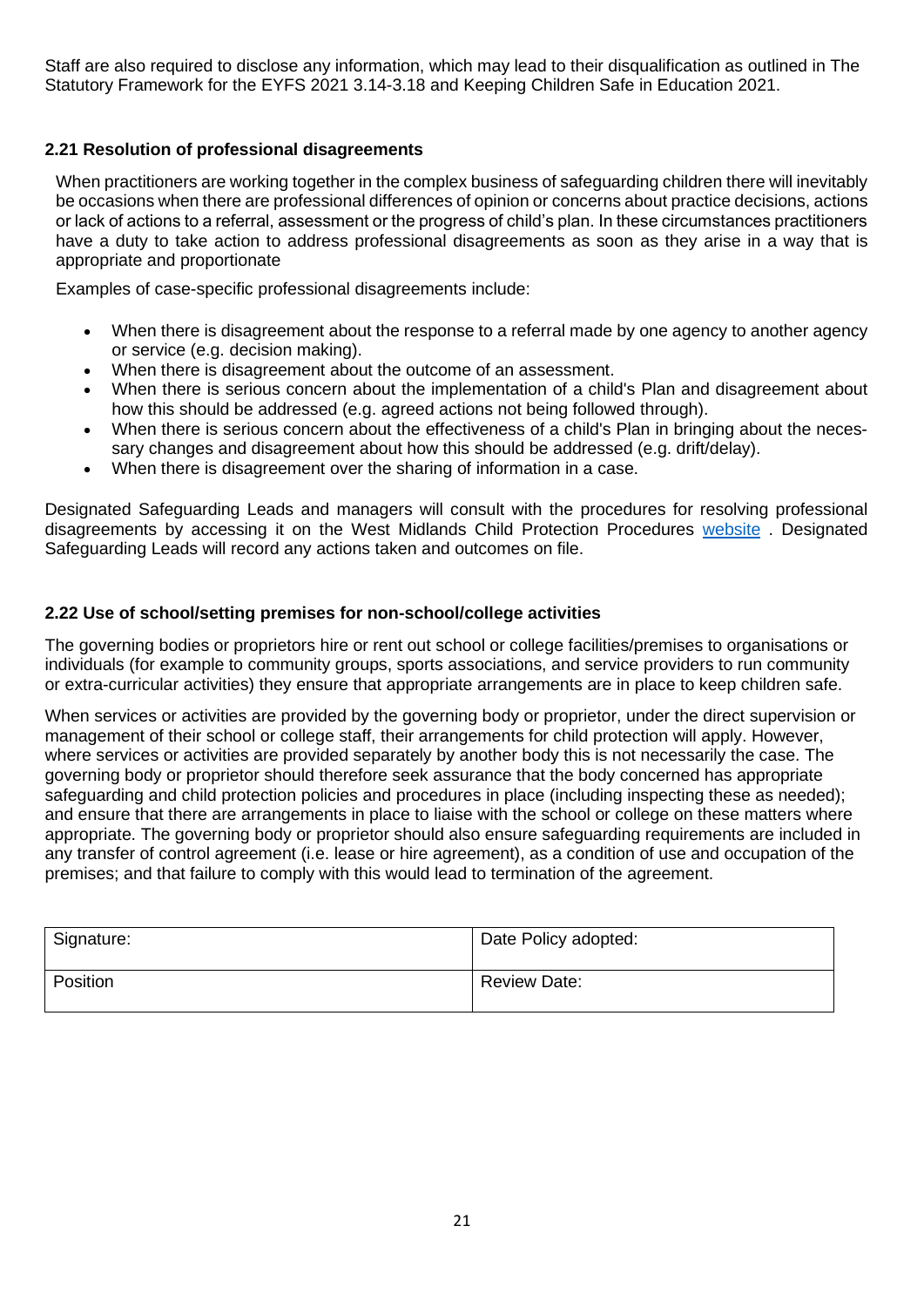Staff are also required to disclose any information, which may lead to their disqualification as outlined in The Statutory Framework for the EYFS 2021 3.14-3.18 and Keeping Children Safe in Education 2021.

### 2.21 Resolution of professional disagreements

When practitioners are working together in the complex business of safeguarding children there will inevitably be occasions when there are professional differences of opinion or concerns about practice decisions, actions or lack of actions to a referral, assessment or the progress of child's plan. In these circumstances practitioners have a duty to take action to address professional disagreements as soon as they arise in a way that is appropriate and proportionate

Examples of case-specific professional disagreements include:

- When there is disagreement about the response to a referral made by one agency to another agency or service (e.g. decision making).
- When there is disagreement about the outcome of an assessment.
- When there is serious concern about the implementation of a child's Plan and disagreement about how this should be addressed (e.g. agreed actions not being followed through).
- When there is serious concern about the effectiveness of a child's Plan in bringing about the necessary changes and disagreement about how this should be addressed (e.g. drift/delay).
- When there is disagreement over the sharing of information in a case.

Designated Safeguarding Leads and managers will consult with the procedures for resolving professional disagreements by accessing it on the West Midlands Child Protection Procedures website . Designated Safeguarding Leads will record any actions taken and outcomes on file.

### 2.22 Use of school/setting premises for non-school/college activities

The governing bodies or proprietors hire or rent out school or college facilities/premises to organisations or individuals (for example to community groups, sports associations, and service providers to run community or extra-curricular activities) they ensure that appropriate arrangements are in place to keep children safe.

When services or activities are provided by the governing body or proprietor, under the direct supervision or management of their school or college staff, their arrangements for child protection will apply. However, where services or activities are provided separately by another body this is not necessarily the case. The governing body or proprietor should therefore seek assurance that the body concerned has appropriate safeguarding and child protection policies and procedures in place (including inspecting these as needed); and ensure that there are arrangements in place to liaise with the school or college on these matters where appropriate. The governing body or proprietor should also ensure safeguarding requirements are included in any transfer of control agreement (i.e. lease or hire agreement), as a condition of use and occupation of the premises; and that failure to comply with this would lead to termination of the agreement.

| Signature: | Date Policy adopted: |
|---|---|
| Position | Review Date: |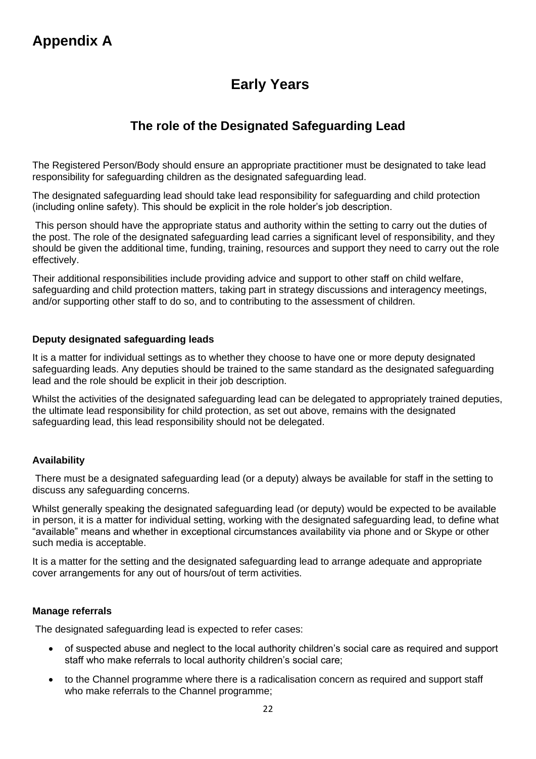# Appendix A

## Early Years

### The role of the Designated Safeguarding Lead

The Registered Person/Body should ensure an appropriate practitioner must be designated to take lead responsibility for safeguarding children as the designated safeguarding lead.

The designated safeguarding lead should take lead responsibility for safeguarding and child protection (including online safety). This should be explicit in the role holder's job description.

This person should have the appropriate status and authority within the setting to carry out the duties of the post. The role of the designated safeguarding lead carries a significant level of responsibility, and they should be given the additional time, funding, training, resources and support they need to carry out the role effectively.

Their additional responsibilities include providing advice and support to other staff on child welfare, safeguarding and child protection matters, taking part in strategy discussions and interagency meetings, and/or supporting other staff to do so, and to contributing to the assessment of children.

#### Deputy designated safeguarding leads

It is a matter for individual settings as to whether they choose to have one or more deputy designated safeguarding leads. Any deputies should be trained to the same standard as the designated safeguarding lead and the role should be explicit in their job description.

Whilst the activities of the designated safeguarding lead can be delegated to appropriately trained deputies, the ultimate lead responsibility for child protection, as set out above, remains with the designated safeguarding lead, this lead responsibility should not be delegated.

#### Availability

There must be a designated safeguarding lead (or a deputy) always be available for staff in the setting to discuss any safeguarding concerns.

Whilst generally speaking the designated safeguarding lead (or deputy) would be expected to be available in person, it is a matter for individual setting, working with the designated safeguarding lead, to define what "available" means and whether in exceptional circumstances availability via phone and or Skype or other such media is acceptable.

It is a matter for the setting and the designated safeguarding lead to arrange adequate and appropriate cover arrangements for any out of hours/out of term activities.

#### Manage referrals

The designated safeguarding lead is expected to refer cases:

- of suspected abuse and neglect to the local authority children's social care as required and support staff who make referrals to local authority children's social care;
- to the Channel programme where there is a radicalisation concern as required and support staff who make referrals to the Channel programme;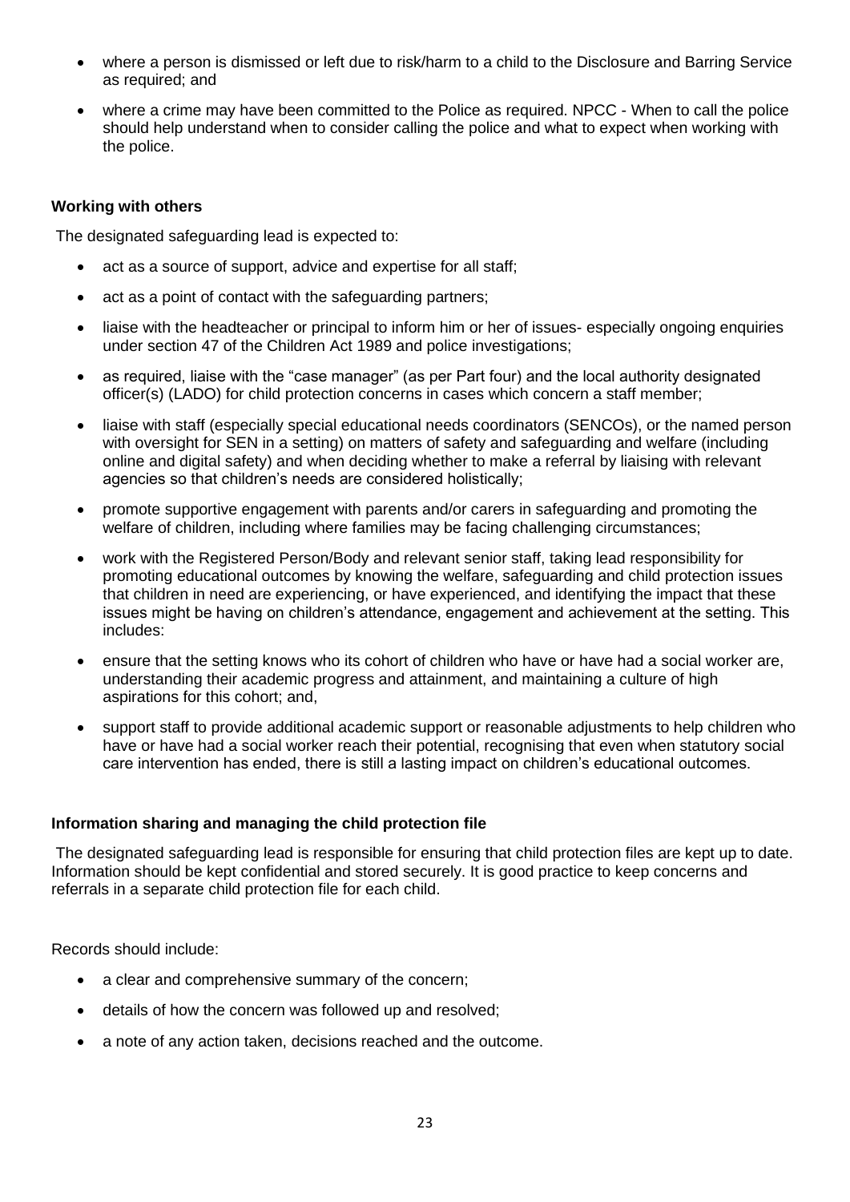- where a person is dismissed or left due to risk/harm to a child to the Disclosure and Barring Service as required; and
- where a crime may have been committed to the Police as required. NPCC - When to call the police should help understand when to consider calling the police and what to expect when working with the police.

**Working with others**

The designated safeguarding lead is expected to:

- act as a source of support, advice and expertise for all staff;
- act as a point of contact with the safeguarding partners;
- liaise with the headteacher or principal to inform him or her of issues- especially ongoing enquiries under section 47 of the Children Act 1989 and police investigations;
- as required, liaise with the "case manager" (as per Part four) and the local authority designated officer(s) (LADO) for child protection concerns in cases which concern a staff member;
- liaise with staff (especially special educational needs coordinators (SENCOs), or the named person with oversight for SEN in a setting) on matters of safety and safeguarding and welfare (including online and digital safety) and when deciding whether to make a referral by liaising with relevant agencies so that children's needs are considered holistically;
- promote supportive engagement with parents and/or carers in safeguarding and promoting the welfare of children, including where families may be facing challenging circumstances;
- work with the Registered Person/Body and relevant senior staff, taking lead responsibility for promoting educational outcomes by knowing the welfare, safeguarding and child protection issues that children in need are experiencing, or have experienced, and identifying the impact that these issues might be having on children's attendance, engagement and achievement at the setting. This includes:
- ensure that the setting knows who its cohort of children who have or have had a social worker are, understanding their academic progress and attainment, and maintaining a culture of high aspirations for this cohort; and,
- support staff to provide additional academic support or reasonable adjustments to help children who have or have had a social worker reach their potential, recognising that even when statutory social care intervention has ended, there is still a lasting impact on children's educational outcomes.

**Information sharing and managing the child protection file**

The designated safeguarding lead is responsible for ensuring that child protection files are kept up to date. Information should be kept confidential and stored securely. It is good practice to keep concerns and referrals in a separate child protection file for each child.

Records should include:

- a clear and comprehensive summary of the concern;
- details of how the concern was followed up and resolved;
- a note of any action taken, decisions reached and the outcome.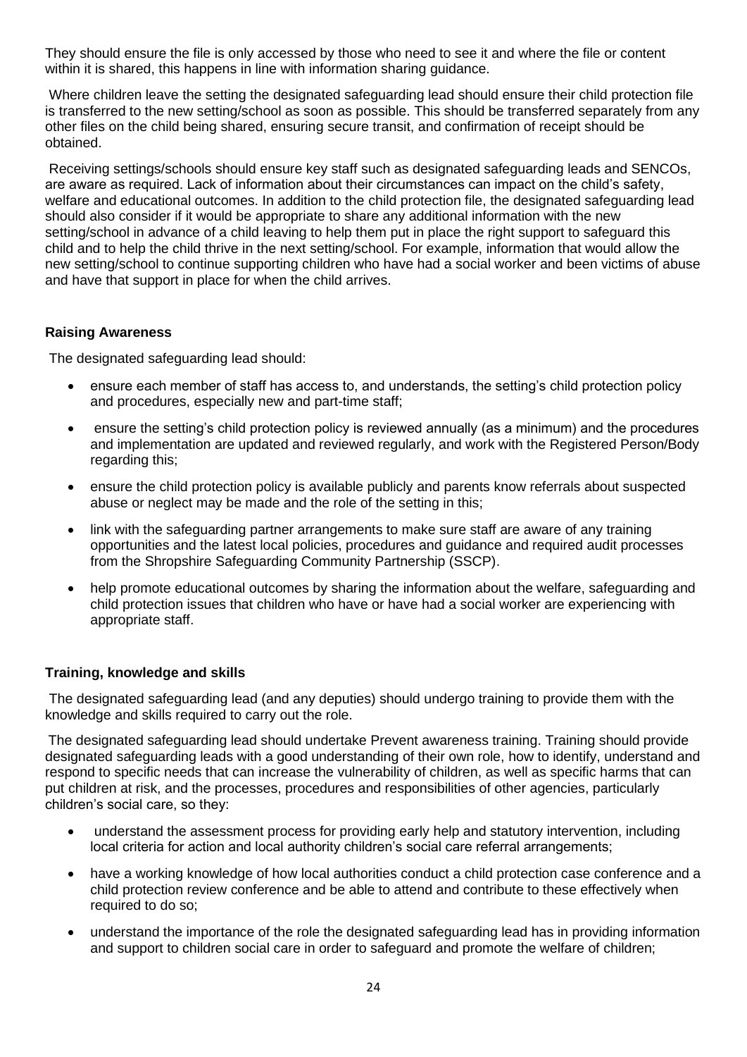They should ensure the file is only accessed by those who need to see it and where the file or content within it is shared, this happens in line with information sharing guidance.

Where children leave the setting the designated safeguarding lead should ensure their child protection file is transferred to the new setting/school as soon as possible. This should be transferred separately from any other files on the child being shared, ensuring secure transit, and confirmation of receipt should be obtained.

Receiving settings/schools should ensure key staff such as designated safeguarding leads and SENCOs, are aware as required. Lack of information about their circumstances can impact on the child's safety, welfare and educational outcomes. In addition to the child protection file, the designated safeguarding lead should also consider if it would be appropriate to share any additional information with the new setting/school in advance of a child leaving to help them put in place the right support to safeguard this child and to help the child thrive in the next setting/school. For example, information that would allow the new setting/school to continue supporting children who have had a social worker and been victims of abuse and have that support in place for when the child arrives.

**Raising Awareness**

The designated safeguarding lead should:

- ensure each member of staff has access to, and understands, the setting's child protection policy and procedures, especially new and part-time staff;
- ensure the setting's child protection policy is reviewed annually (as a minimum) and the procedures and implementation are updated and reviewed regularly, and work with the Registered Person/Body regarding this;
- ensure the child protection policy is available publicly and parents know referrals about suspected abuse or neglect may be made and the role of the setting in this;
- link with the safeguarding partner arrangements to make sure staff are aware of any training opportunities and the latest local policies, procedures and guidance and required audit processes from the Shropshire Safeguarding Community Partnership (SSCP).
- help promote educational outcomes by sharing the information about the welfare, safeguarding and child protection issues that children who have or have had a social worker are experiencing with appropriate staff.

**Training, knowledge and skills**

The designated safeguarding lead (and any deputies) should undergo training to provide them with the knowledge and skills required to carry out the role.

The designated safeguarding lead should undertake Prevent awareness training. Training should provide designated safeguarding leads with a good understanding of their own role, how to identify, understand and respond to specific needs that can increase the vulnerability of children, as well as specific harms that can put children at risk, and the processes, procedures and responsibilities of other agencies, particularly children's social care, so they:

- understand the assessment process for providing early help and statutory intervention, including local criteria for action and local authority children's social care referral arrangements;
- have a working knowledge of how local authorities conduct a child protection case conference and a child protection review conference and be able to attend and contribute to these effectively when required to do so;
- understand the importance of the role the designated safeguarding lead has in providing information and support to children social care in order to safeguard and promote the welfare of children;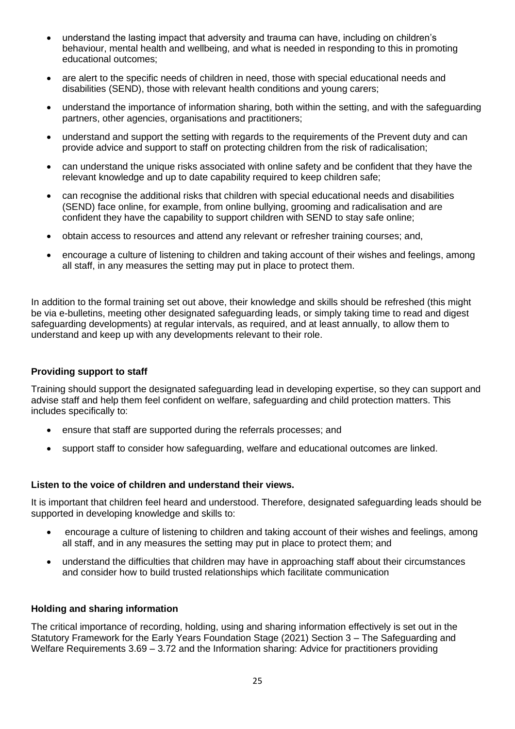- understand the lasting impact that adversity and trauma can have, including on children's behaviour, mental health and wellbeing, and what is needed in responding to this in promoting educational outcomes;
- are alert to the specific needs of children in need, those with special educational needs and disabilities (SEND), those with relevant health conditions and young carers;
- understand the importance of information sharing, both within the setting, and with the safeguarding partners, other agencies, organisations and practitioners;
- understand and support the setting with regards to the requirements of the Prevent duty and can provide advice and support to staff on protecting children from the risk of radicalisation;
- can understand the unique risks associated with online safety and be confident that they have the relevant knowledge and up to date capability required to keep children safe;
- can recognise the additional risks that children with special educational needs and disabilities (SEND) face online, for example, from online bullying, grooming and radicalisation and are confident they have the capability to support children with SEND to stay safe online;
- obtain access to resources and attend any relevant or refresher training courses; and,
- encourage a culture of listening to children and taking account of their wishes and feelings, among all staff, in any measures the setting may put in place to protect them.

In addition to the formal training set out above, their knowledge and skills should be refreshed (this might be via e-bulletins, meeting other designated safeguarding leads, or simply taking time to read and digest safeguarding developments) at regular intervals, as required, and at least annually, to allow them to understand and keep up with any developments relevant to their role.

**Providing support to staff**

Training should support the designated safeguarding lead in developing expertise, so they can support and advise staff and help them feel confident on welfare, safeguarding and child protection matters. This includes specifically to:

- ensure that staff are supported during the referrals processes; and
- support staff to consider how safeguarding, welfare and educational outcomes are linked.

**Listen to the voice of children and understand their views.**

It is important that children feel heard and understood. Therefore, designated safeguarding leads should be supported in developing knowledge and skills to:

- encourage a culture of listening to children and taking account of their wishes and feelings, among all staff, and in any measures the setting may put in place to protect them; and
- understand the difficulties that children may have in approaching staff about their circumstances and consider how to build trusted relationships which facilitate communication

**Holding and sharing information**

The critical importance of recording, holding, using and sharing information effectively is set out in the Statutory Framework for the Early Years Foundation Stage (2021) Section 3 – The Safeguarding and Welfare Requirements 3.69 – 3.72 and the Information sharing: Advice for practitioners providing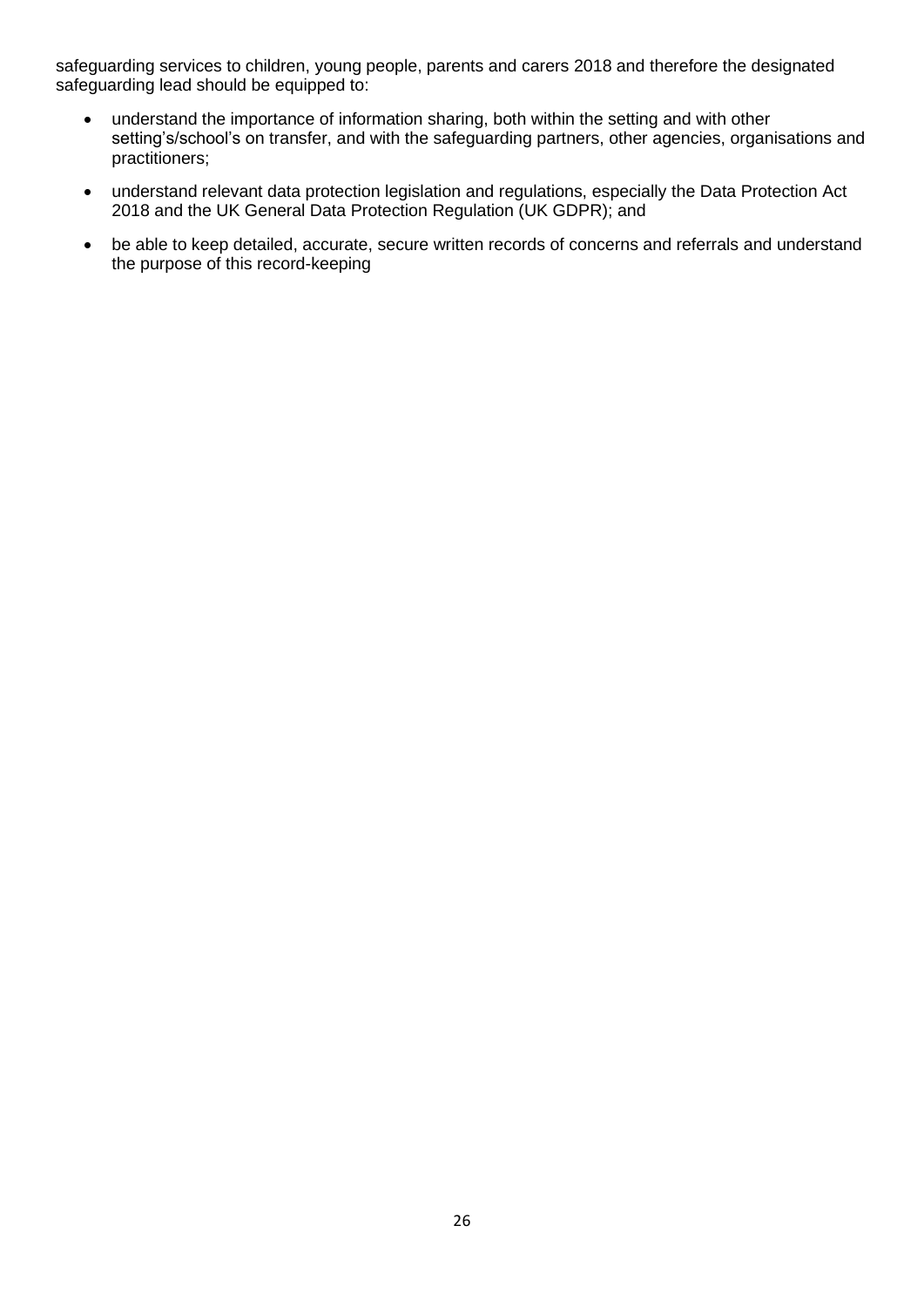safeguarding services to children, young people, parents and carers 2018 and therefore the designated safeguarding lead should be equipped to:

- understand the importance of information sharing, both within the setting and with other setting's/school's on transfer, and with the safeguarding partners, other agencies, organisations and practitioners;
- understand relevant data protection legislation and regulations, especially the Data Protection Act 2018 and the UK General Data Protection Regulation (UK GDPR); and
- be able to keep detailed, accurate, secure written records of concerns and referrals and understand the purpose of this record-keeping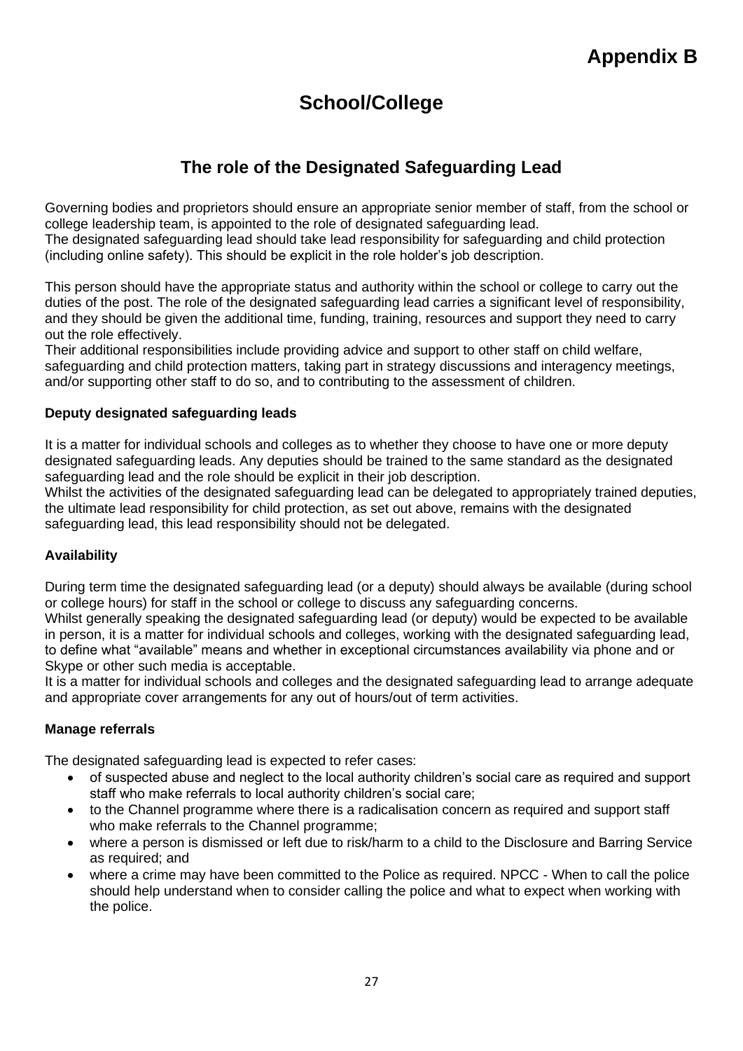# Appendix B

## School/College

## The role of the Designated Safeguarding Lead

Governing bodies and proprietors should ensure an appropriate senior member of staff, from the school or college leadership team, is appointed to the role of designated safeguarding lead.
The designated safeguarding lead should take lead responsibility for safeguarding and child protection (including online safety). This should be explicit in the role holder's job description.

This person should have the appropriate status and authority within the school or college to carry out the duties of the post. The role of the designated safeguarding lead carries a significant level of responsibility, and they should be given the additional time, funding, training, resources and support they need to carry out the role effectively.
Their additional responsibilities include providing advice and support to other staff on child welfare, safeguarding and child protection matters, taking part in strategy discussions and interagency meetings, and/or supporting other staff to do so, and to contributing to the assessment of children.

### Deputy designated safeguarding leads

It is a matter for individual schools and colleges as to whether they choose to have one or more deputy designated safeguarding leads. Any deputies should be trained to the same standard as the designated safeguarding lead and the role should be explicit in their job description.
Whilst the activities of the designated safeguarding lead can be delegated to appropriately trained deputies, the ultimate lead responsibility for child protection, as set out above, remains with the designated safeguarding lead, this lead responsibility should not be delegated.

### Availability

During term time the designated safeguarding lead (or a deputy) should always be available (during school or college hours) for staff in the school or college to discuss any safeguarding concerns.
Whilst generally speaking the designated safeguarding lead (or deputy) would be expected to be available in person, it is a matter for individual schools and colleges, working with the designated safeguarding lead, to define what "available" means and whether in exceptional circumstances availability via phone and or Skype or other such media is acceptable.
It is a matter for individual schools and colleges and the designated safeguarding lead to arrange adequate and appropriate cover arrangements for any out of hours/out of term activities.

### Manage referrals

The designated safeguarding lead is expected to refer cases:

- of suspected abuse and neglect to the local authority children's social care as required and support staff who make referrals to local authority children's social care;
- to the Channel programme where there is a radicalisation concern as required and support staff who make referrals to the Channel programme;
- where a person is dismissed or left due to risk/harm to a child to the Disclosure and Barring Service as required; and
- where a crime may have been committed to the Police as required. NPCC - When to call the police should help understand when to consider calling the police and what to expect when working with the police.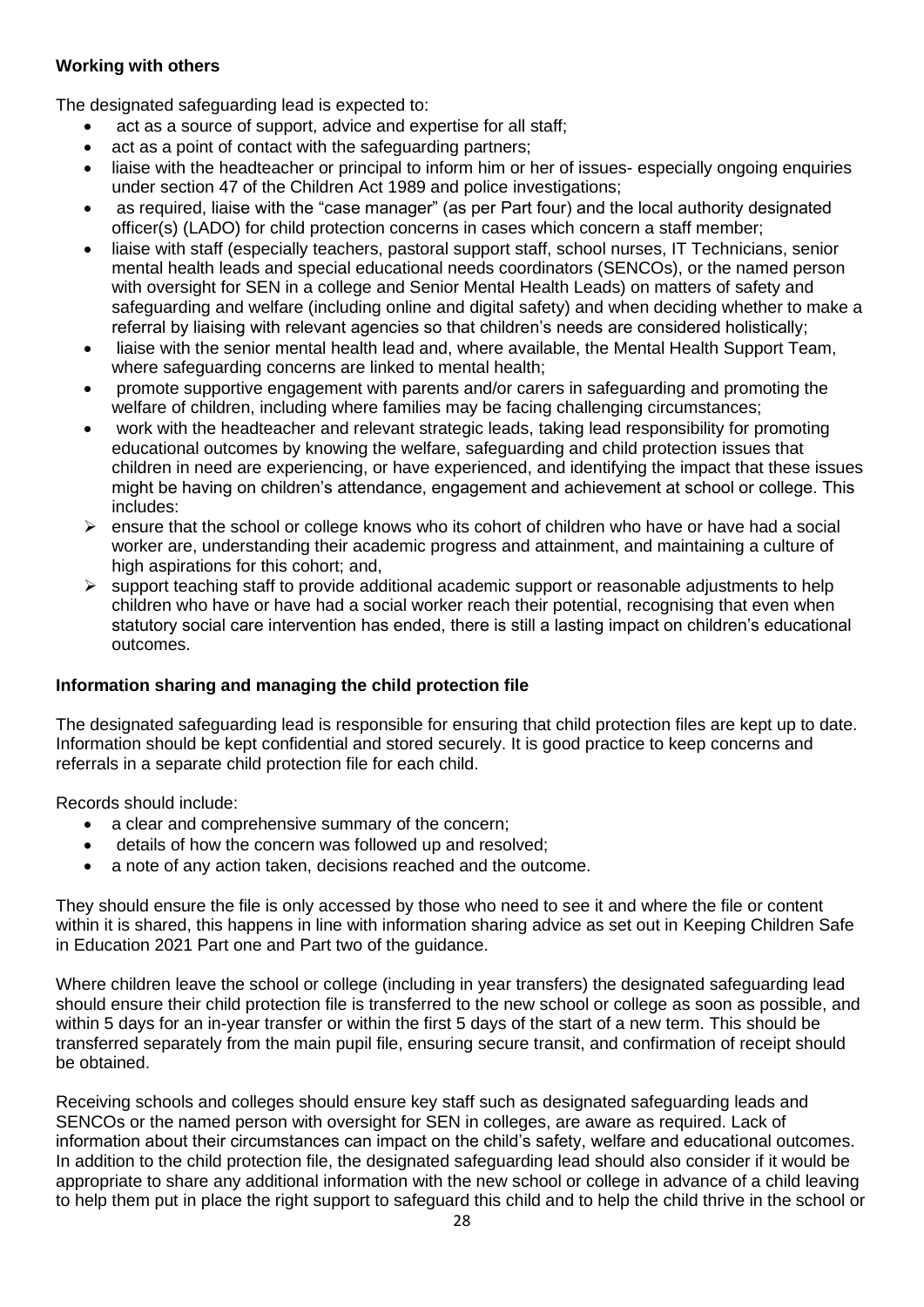**Working with others**

The designated safeguarding lead is expected to:

- act as a source of support, advice and expertise for all staff;
- act as a point of contact with the safeguarding partners;
- liaise with the headteacher or principal to inform him or her of issues- especially ongoing enquiries under section 47 of the Children Act 1989 and police investigations;
- as required, liaise with the "case manager" (as per Part four) and the local authority designated officer(s) (LADO) for child protection concerns in cases which concern a staff member;
- liaise with staff (especially teachers, pastoral support staff, school nurses, IT Technicians, senior mental health leads and special educational needs coordinators (SENCOs), or the named person with oversight for SEN in a college and Senior Mental Health Leads) on matters of safety and safeguarding and welfare (including online and digital safety) and when deciding whether to make a referral by liaising with relevant agencies so that children's needs are considered holistically;
- liaise with the senior mental health lead and, where available, the Mental Health Support Team, where safeguarding concerns are linked to mental health;
- promote supportive engagement with parents and/or carers in safeguarding and promoting the welfare of children, including where families may be facing challenging circumstances;
- work with the headteacher and relevant strategic leads, taking lead responsibility for promoting educational outcomes by knowing the welfare, safeguarding and child protection issues that children in need are experiencing, or have experienced, and identifying the impact that these issues might be having on children's attendance, engagement and achievement at school or college. This includes:
  - ensure that the school or college knows who its cohort of children who have or have had a social worker are, understanding their academic progress and attainment, and maintaining a culture of high aspirations for this cohort; and,
  - support teaching staff to provide additional academic support or reasonable adjustments to help children who have or have had a social worker reach their potential, recognising that even when statutory social care intervention has ended, there is still a lasting impact on children's educational outcomes.

**Information sharing and managing the child protection file**

The designated safeguarding lead is responsible for ensuring that child protection files are kept up to date. Information should be kept confidential and stored securely. It is good practice to keep concerns and referrals in a separate child protection file for each child.

Records should include:

- a clear and comprehensive summary of the concern;
- details of how the concern was followed up and resolved;
- a note of any action taken, decisions reached and the outcome.

They should ensure the file is only accessed by those who need to see it and where the file or content within it is shared, this happens in line with information sharing advice as set out in Keeping Children Safe in Education 2021 Part one and Part two of the guidance.

Where children leave the school or college (including in year transfers) the designated safeguarding lead should ensure their child protection file is transferred to the new school or college as soon as possible, and within 5 days for an in-year transfer or within the first 5 days of the start of a new term. This should be transferred separately from the main pupil file, ensuring secure transit, and confirmation of receipt should be obtained.

Receiving schools and colleges should ensure key staff such as designated safeguarding leads and SENCOs or the named person with oversight for SEN in colleges, are aware as required. Lack of information about their circumstances can impact on the child's safety, welfare and educational outcomes. In addition to the child protection file, the designated safeguarding lead should also consider if it would be appropriate to share any additional information with the new school or college in advance of a child leaving to help them put in place the right support to safeguard this child and to help the child thrive in the school or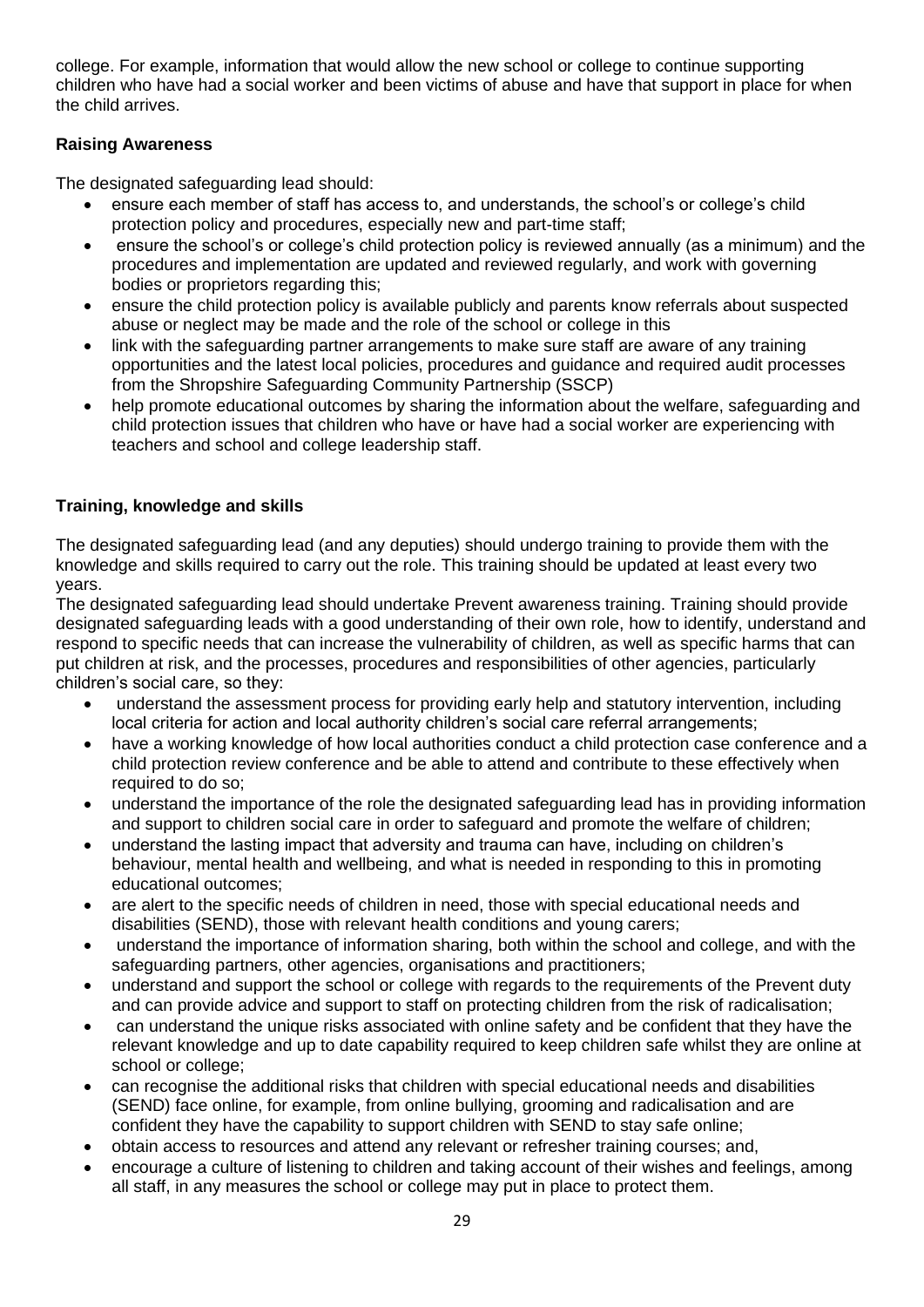college. For example, information that would allow the new school or college to continue supporting children who have had a social worker and been victims of abuse and have that support in place for when the child arrives.

**Raising Awareness**

The designated safeguarding lead should:

- ensure each member of staff has access to, and understands, the school's or college's child protection policy and procedures, especially new and part-time staff;
- ensure the school's or college's child protection policy is reviewed annually (as a minimum) and the procedures and implementation are updated and reviewed regularly, and work with governing bodies or proprietors regarding this;
- ensure the child protection policy is available publicly and parents know referrals about suspected abuse or neglect may be made and the role of the school or college in this
- link with the safeguarding partner arrangements to make sure staff are aware of any training opportunities and the latest local policies, procedures and guidance and required audit processes from the Shropshire Safeguarding Community Partnership (SSCP)
- help promote educational outcomes by sharing the information about the welfare, safeguarding and child protection issues that children who have or have had a social worker are experiencing with teachers and school and college leadership staff.

**Training, knowledge and skills**

The designated safeguarding lead (and any deputies) should undergo training to provide them with the knowledge and skills required to carry out the role. This training should be updated at least every two years.

The designated safeguarding lead should undertake Prevent awareness training. Training should provide designated safeguarding leads with a good understanding of their own role, how to identify, understand and respond to specific needs that can increase the vulnerability of children, as well as specific harms that can put children at risk, and the processes, procedures and responsibilities of other agencies, particularly children's social care, so they:

- understand the assessment process for providing early help and statutory intervention, including local criteria for action and local authority children's social care referral arrangements;
- have a working knowledge of how local authorities conduct a child protection case conference and a child protection review conference and be able to attend and contribute to these effectively when required to do so;
- understand the importance of the role the designated safeguarding lead has in providing information and support to children social care in order to safeguard and promote the welfare of children;
- understand the lasting impact that adversity and trauma can have, including on children's behaviour, mental health and wellbeing, and what is needed in responding to this in promoting educational outcomes;
- are alert to the specific needs of children in need, those with special educational needs and disabilities (SEND), those with relevant health conditions and young carers;
- understand the importance of information sharing, both within the school and college, and with the safeguarding partners, other agencies, organisations and practitioners;
- understand and support the school or college with regards to the requirements of the Prevent duty and can provide advice and support to staff on protecting children from the risk of radicalisation;
- can understand the unique risks associated with online safety and be confident that they have the relevant knowledge and up to date capability required to keep children safe whilst they are online at school or college;
- can recognise the additional risks that children with special educational needs and disabilities (SEND) face online, for example, from online bullying, grooming and radicalisation and are confident they have the capability to support children with SEND to stay safe online;
- obtain access to resources and attend any relevant or refresher training courses; and,
- encourage a culture of listening to children and taking account of their wishes and feelings, among all staff, in any measures the school or college may put in place to protect them.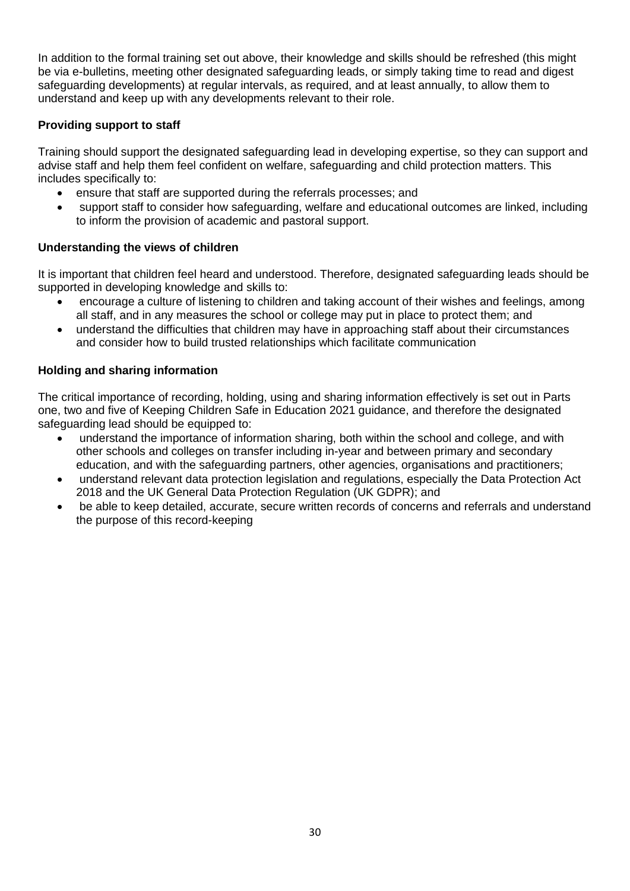In addition to the formal training set out above, their knowledge and skills should be refreshed (this might be via e-bulletins, meeting other designated safeguarding leads, or simply taking time to read and digest safeguarding developments) at regular intervals, as required, and at least annually, to allow them to understand and keep up with any developments relevant to their role.

**Providing support to staff**

Training should support the designated safeguarding lead in developing expertise, so they can support and advise staff and help them feel confident on welfare, safeguarding and child protection matters. This includes specifically to:

- ensure that staff are supported during the referrals processes; and
- support staff to consider how safeguarding, welfare and educational outcomes are linked, including to inform the provision of academic and pastoral support.

**Understanding the views of children**

It is important that children feel heard and understood. Therefore, designated safeguarding leads should be supported in developing knowledge and skills to:

- encourage a culture of listening to children and taking account of their wishes and feelings, among all staff, and in any measures the school or college may put in place to protect them; and
- understand the difficulties that children may have in approaching staff about their circumstances and consider how to build trusted relationships which facilitate communication

**Holding and sharing information**

The critical importance of recording, holding, using and sharing information effectively is set out in Parts one, two and five of Keeping Children Safe in Education 2021 guidance, and therefore the designated safeguarding lead should be equipped to:

- understand the importance of information sharing, both within the school and college, and with other schools and colleges on transfer including in-year and between primary and secondary education, and with the safeguarding partners, other agencies, organisations and practitioners;
- understand relevant data protection legislation and regulations, especially the Data Protection Act 2018 and the UK General Data Protection Regulation (UK GDPR); and
- be able to keep detailed, accurate, secure written records of concerns and referrals and understand the purpose of this record-keeping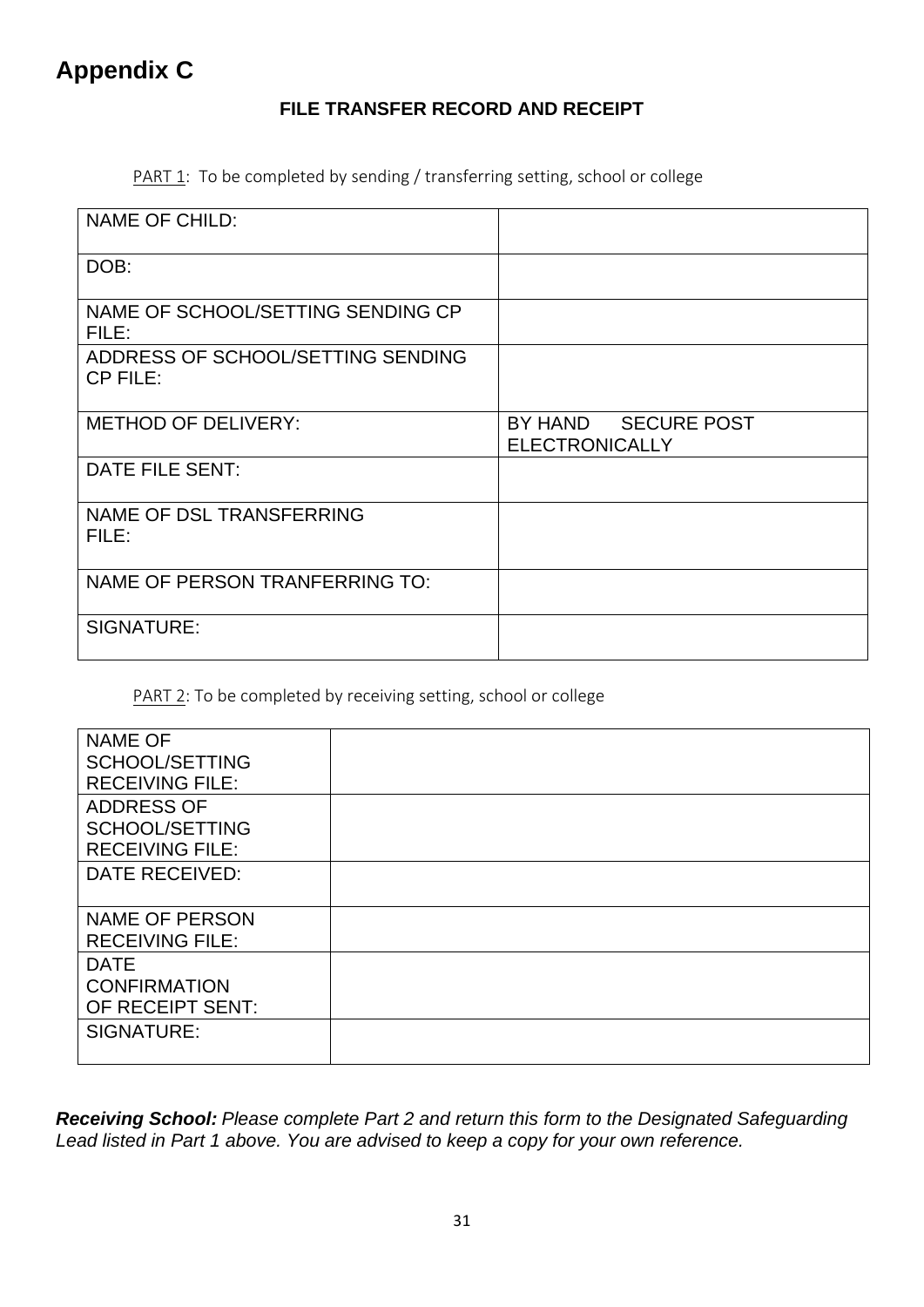# Appendix C

**FILE TRANSFER RECORD AND RECEIPT**

PART 1: To be completed by sending / transferring setting, school or college

| | |
|---|---|
| NAME OF CHILD: | |
| DOB: | |
| NAME OF SCHOOL/SETTING SENDING CP FILE: | |
| ADDRESS OF SCHOOL/SETTING SENDING CP FILE: | |
| METHOD OF DELIVERY: | BY HAND SECURE POST ELECTRONICALLY |
| DATE FILE SENT: | |
| NAME OF DSL TRANSFERRING FILE: | |
| NAME OF PERSON TRANFERRING TO: | |
| SIGNATURE: | |

PART 2: To be completed by receiving setting, school or college

| | |
|---|---|
| NAME OF SCHOOL/SETTING RECEIVING FILE: | |
| ADDRESS OF SCHOOL/SETTING RECEIVING FILE: | |
| DATE RECEIVED: | |
| NAME OF PERSON RECEIVING FILE: | |
| DATE CONFIRMATION OF RECEIPT SENT: | |
| SIGNATURE: | |

***Receiving School:*** *Please complete Part 2 and return this form to the Designated Safeguarding Lead listed in Part 1 above. You are advised to keep a copy for your own reference.*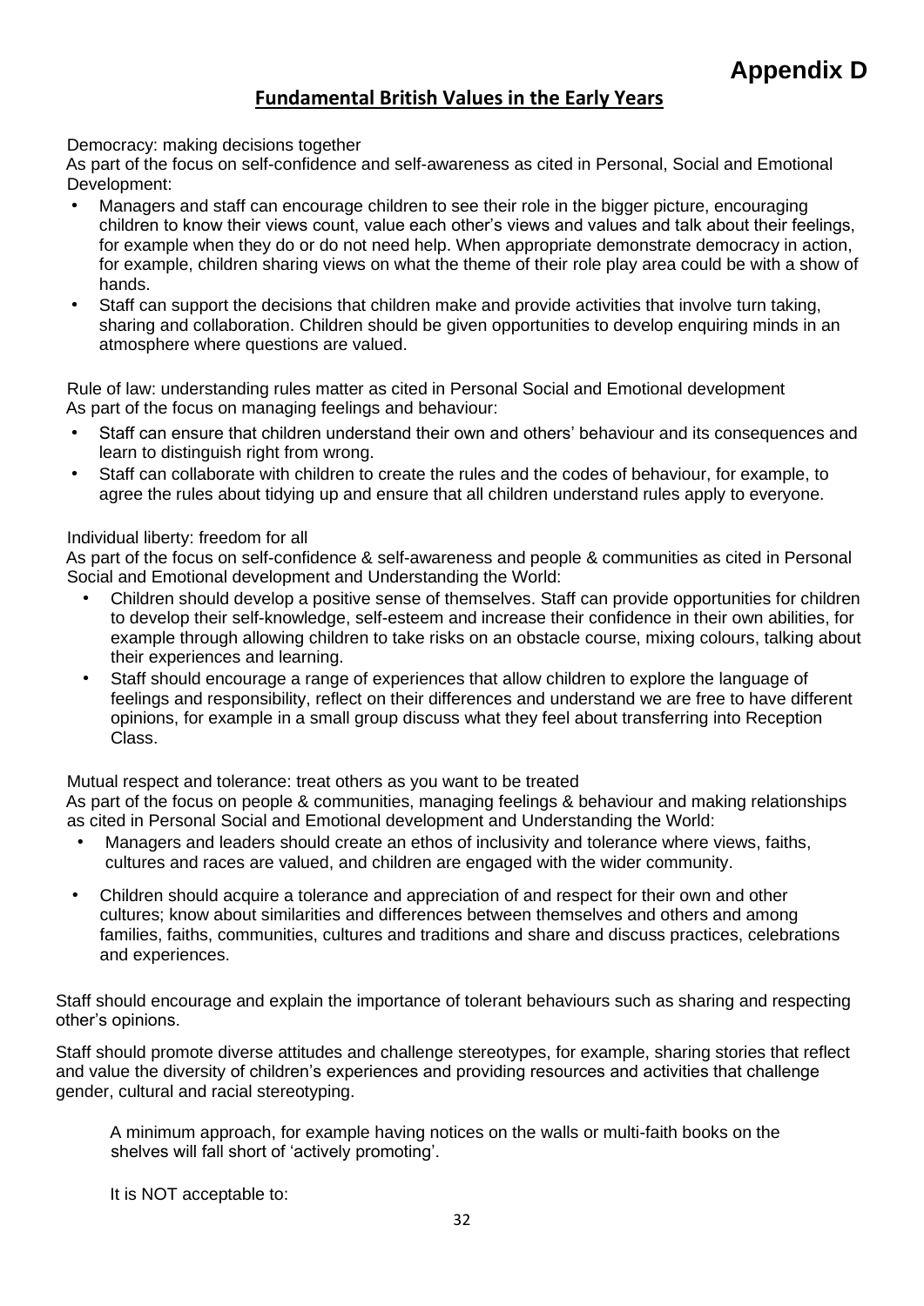# Appendix D

## Fundamental British Values in the Early Years

Democracy: making decisions together

As part of the focus on self-confidence and self-awareness as cited in Personal, Social and Emotional Development:

- Managers and staff can encourage children to see their role in the bigger picture, encouraging children to know their views count, value each other's views and values and talk about their feelings, for example when they do or do not need help. When appropriate demonstrate democracy in action, for example, children sharing views on what the theme of their role play area could be with a show of hands.
- Staff can support the decisions that children make and provide activities that involve turn taking, sharing and collaboration. Children should be given opportunities to develop enquiring minds in an atmosphere where questions are valued.

Rule of law: understanding rules matter as cited in Personal Social and Emotional development

As part of the focus on managing feelings and behaviour:

- Staff can ensure that children understand their own and others' behaviour and its consequences and learn to distinguish right from wrong.
- Staff can collaborate with children to create the rules and the codes of behaviour, for example, to agree the rules about tidying up and ensure that all children understand rules apply to everyone.

Individual liberty: freedom for all

As part of the focus on self-confidence & self-awareness and people & communities as cited in Personal Social and Emotional development and Understanding the World:

- Children should develop a positive sense of themselves. Staff can provide opportunities for children to develop their self-knowledge, self-esteem and increase their confidence in their own abilities, for example through allowing children to take risks on an obstacle course, mixing colours, talking about their experiences and learning.
- Staff should encourage a range of experiences that allow children to explore the language of feelings and responsibility, reflect on their differences and understand we are free to have different opinions, for example in a small group discuss what they feel about transferring into Reception Class.

Mutual respect and tolerance: treat others as you want to be treated

As part of the focus on people & communities, managing feelings & behaviour and making relationships as cited in Personal Social and Emotional development and Understanding the World:

- Managers and leaders should create an ethos of inclusivity and tolerance where views, faiths, cultures and races are valued, and children are engaged with the wider community.
- Children should acquire a tolerance and appreciation of and respect for their own and other cultures; know about similarities and differences between themselves and others and among families, faiths, communities, cultures and traditions and share and discuss practices, celebrations and experiences.

Staff should encourage and explain the importance of tolerant behaviours such as sharing and respecting other's opinions.

Staff should promote diverse attitudes and challenge stereotypes, for example, sharing stories that reflect and value the diversity of children's experiences and providing resources and activities that challenge gender, cultural and racial stereotyping.

A minimum approach, for example having notices on the walls or multi-faith books on the shelves will fall short of 'actively promoting'.

It is NOT acceptable to: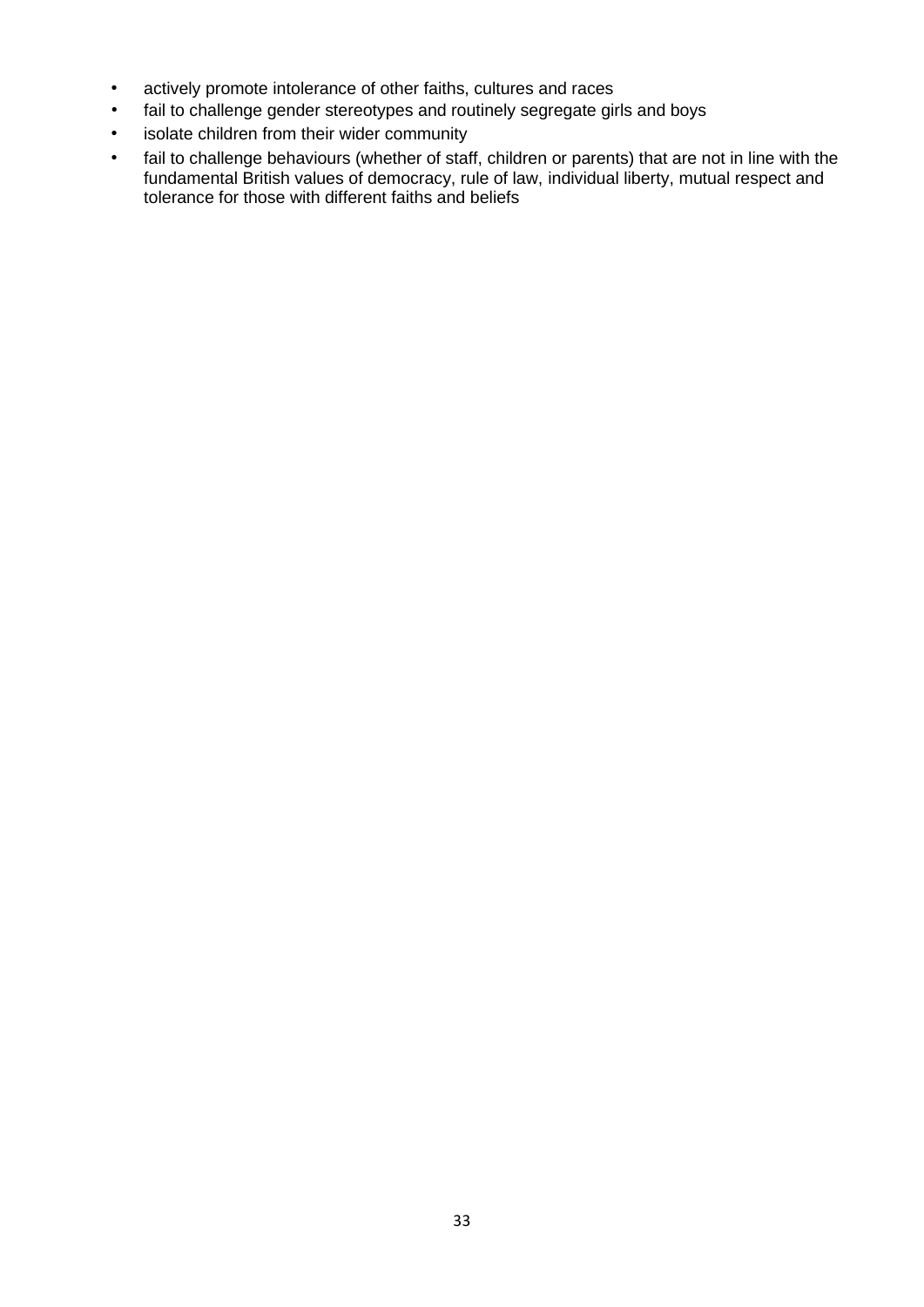- actively promote intolerance of other faiths, cultures and races
- fail to challenge gender stereotypes and routinely segregate girls and boys
- isolate children from their wider community
- fail to challenge behaviours (whether of staff, children or parents) that are not in line with the fundamental British values of democracy, rule of law, individual liberty, mutual respect and tolerance for those with different faiths and beliefs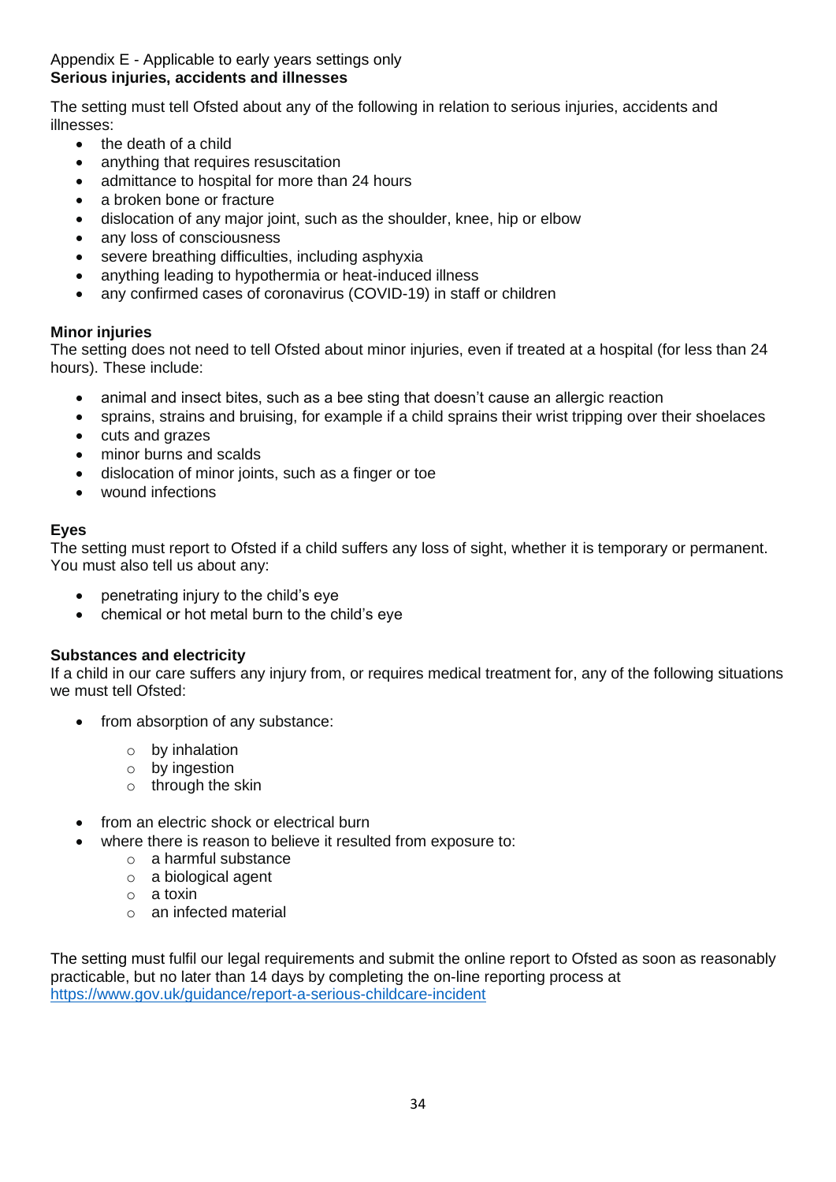Appendix E - Applicable to early years settings only

## Serious injuries, accidents and illnesses

The setting must tell Ofsted about any of the following in relation to serious injuries, accidents and illnesses:

- the death of a child
- anything that requires resuscitation
- admittance to hospital for more than 24 hours
- a broken bone or fracture
- dislocation of any major joint, such as the shoulder, knee, hip or elbow
- any loss of consciousness
- severe breathing difficulties, including asphyxia
- anything leading to hypothermia or heat-induced illness
- any confirmed cases of coronavirus (COVID-19) in staff or children

### Minor injuries

The setting does not need to tell Ofsted about minor injuries, even if treated at a hospital (for less than 24 hours). These include:

- animal and insect bites, such as a bee sting that doesn't cause an allergic reaction
- sprains, strains and bruising, for example if a child sprains their wrist tripping over their shoelaces
- cuts and grazes
- minor burns and scalds
- dislocation of minor joints, such as a finger or toe
- wound infections

### Eyes

The setting must report to Ofsted if a child suffers any loss of sight, whether it is temporary or permanent. You must also tell us about any:

- penetrating injury to the child's eye
- chemical or hot metal burn to the child's eye

### Substances and electricity

If a child in our care suffers any injury from, or requires medical treatment for, any of the following situations we must tell Ofsted:

- from absorption of any substance:
    - by inhalation
    - by ingestion
    - through the skin
- from an electric shock or electrical burn
- where there is reason to believe it resulted from exposure to:
    - a harmful substance
    - a biological agent
    - a toxin
    - an infected material

The setting must fulfil our legal requirements and submit the online report to Ofsted as soon as reasonably practicable, but no later than 14 days by completing the on-line reporting process at [https://www.gov.uk/guidance/report-a-serious-childcare-incident](https://www.gov.uk/guidance/report-a-serious-childcare-incident)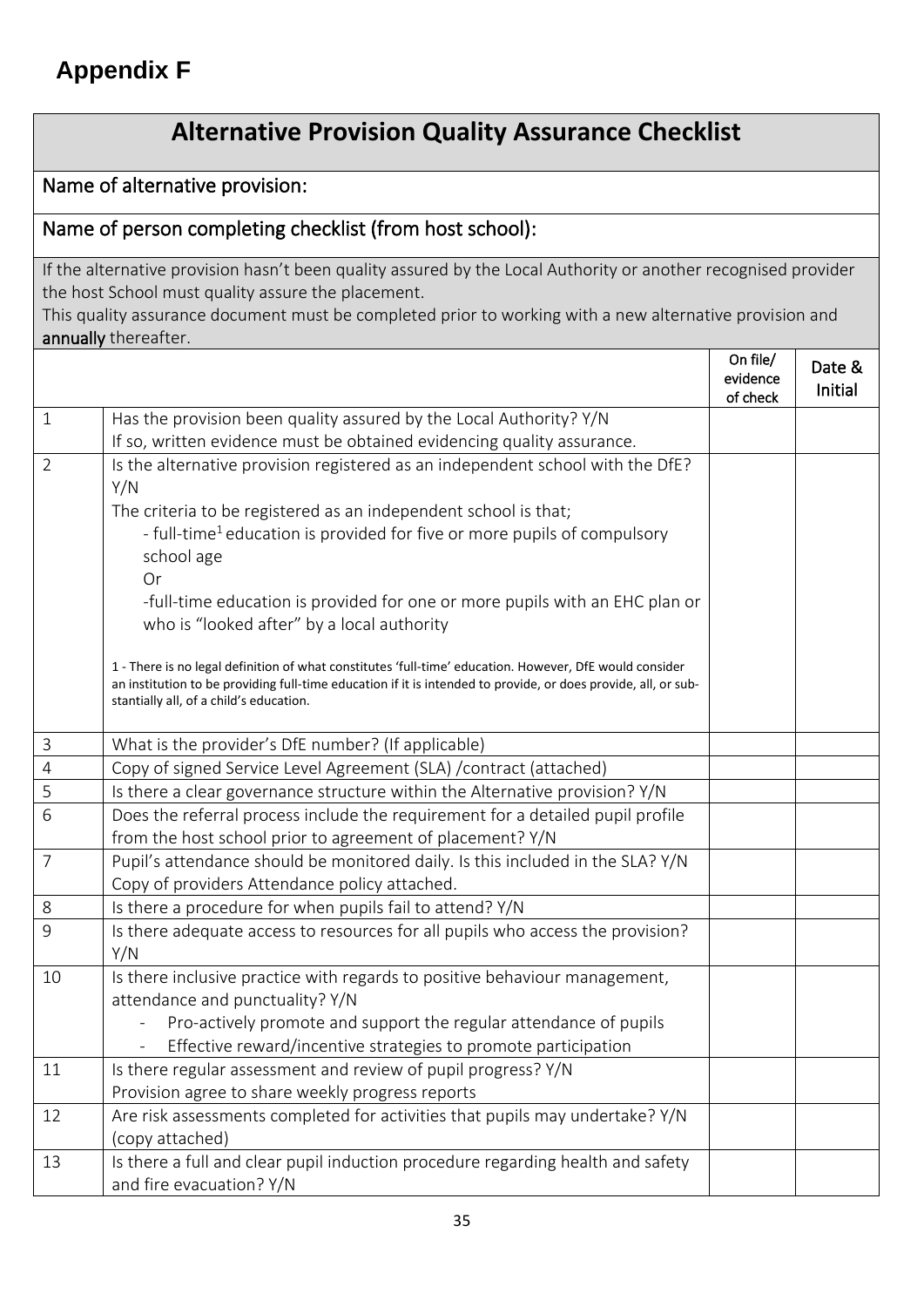# Appendix F

## Alternative Provision Quality Assurance Checklist

Name of alternative provision:

Name of person completing checklist (from host school):

If the alternative provision hasn't been quality assured by the Local Authority or another recognised provider the host School must quality assure the placement.
This quality assurance document must be completed prior to working with a new alternative provision and **annually** thereafter.

| | | On file/ evidence of check | Date & Initial |
|---|---|---|---|
| 1 | Has the provision been quality assured by the Local Authority? Y/N<br>If so, written evidence must be obtained evidencing quality assurance. | | |
| 2 | Is the alternative provision registered as an independent school with the DfE? Y/N<br>The criteria to be registered as an independent school is that;<br>- full-time[1] education is provided for five or more pupils of compulsory school age<br>Or<br>-full-time education is provided for one or more pupils with an EHC plan or who is "looked after" by a local authority<br><br>1 - There is no legal definition of what constitutes 'full-time' education. However, DfE would consider an institution to be providing full-time education if it is intended to provide, or does provide, all, or substantially all, of a child's education. | | |
| 3 | What is the provider's DfE number? (If applicable) | | |
| 4 | Copy of signed Service Level Agreement (SLA) /contract (attached) | | |
| 5 | Is there a clear governance structure within the Alternative provision? Y/N | | |
| 6 | Does the referral process include the requirement for a detailed pupil profile from the host school prior to agreement of placement? Y/N | | |
| 7 | Pupil's attendance should be monitored daily. Is this included in the SLA? Y/N<br>Copy of providers Attendance policy attached. | | |
| 8 | Is there a procedure for when pupils fail to attend? Y/N | | |
| 9 | Is there adequate access to resources for all pupils who access the provision? Y/N | | |
| 10 | Is there inclusive practice with regards to positive behaviour management, attendance and punctuality? Y/N<br>- Pro-actively promote and support the regular attendance of pupils<br>- Effective reward/incentive strategies to promote participation | | |
| 11 | Is there regular assessment and review of pupil progress? Y/N<br>Provision agree to share weekly progress reports | | |
| 12 | Are risk assessments completed for activities that pupils may undertake? Y/N (copy attached) | | |
| 13 | Is there a full and clear pupil induction procedure regarding health and safety and fire evacuation? Y/N | | |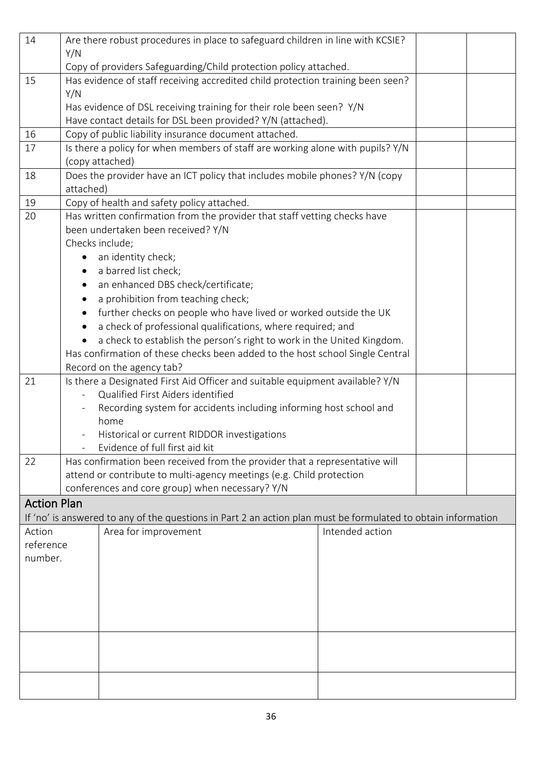| | | | |
|---|---|---|---|
| 14 | Are there robust procedures in place to safeguard children in line with KCSIE? Y/N<br>Copy of providers Safeguarding/Child protection policy attached. | | |
| 15 | Has evidence of staff receiving accredited child protection training been seen? Y/N<br>Has evidence of DSL receiving training for their role been seen? Y/N<br>Have contact details for DSL been provided? Y/N (attached). | | |
| 16 | Copy of public liability insurance document attached. | | |
| 17 | Is there a policy for when members of staff are working alone with pupils? Y/N (copy attached) | | |
| 18 | Does the provider have an ICT policy that includes mobile phones? Y/N (copy attached) | | |
| 19 | Copy of health and safety policy attached. | | |
| 20 | Has written confirmation from the provider that staff vetting checks have been undertaken been received? Y/N<br>Checks include;<br>• an identity check;<br>• a barred list check;<br>• an enhanced DBS check/certificate;<br>• a prohibition from teaching check;<br>• further checks on people who have lived or worked outside the UK<br>• a check of professional qualifications, where required; and<br>• a check to establish the person's right to work in the United Kingdom.<br>Has confirmation of these checks been added to the host school Single Central Record on the agency tab? | | |
| 21 | Is there a Designated First Aid Officer and suitable equipment available? Y/N<br>- Qualified First Aiders identified<br>- Recording system for accidents including informing host school and home<br>- Historical or current RIDDOR investigations<br>- Evidence of full first aid kit | | |
| 22 | Has confirmation been received from the provider that a representative will attend or contribute to multi-agency meetings (e.g. Child protection conferences and core group) when necessary? Y/N | | |

## Action Plan

If 'no' is answered to any of the questions in Part 2 an action plan must be formulated to obtain information

| Action reference number. | Area for improvement | Intended action |
|---|---|---|
| | | |
| | | |
| | | |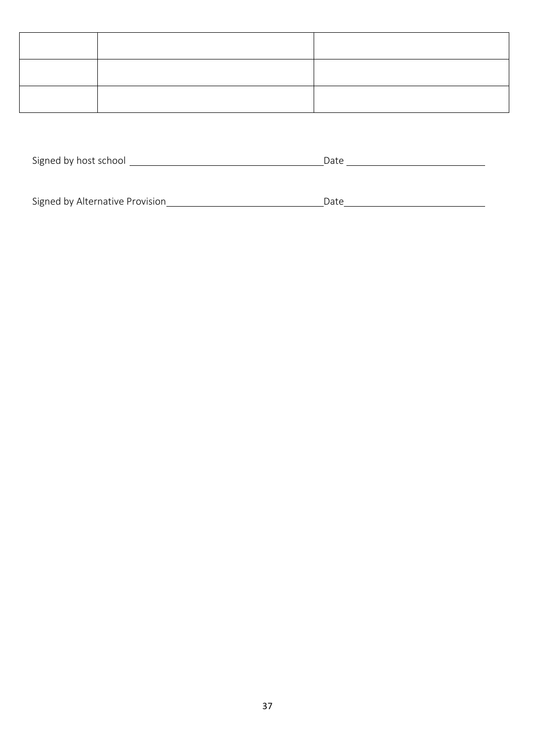|  |  |  |
|---|---|---|
|  |  |  |
|  |  |  |
|  |  |  |

Signed by host school ________________________________ Date ________________________

Signed by Alternative Provision__________________________ Date________________________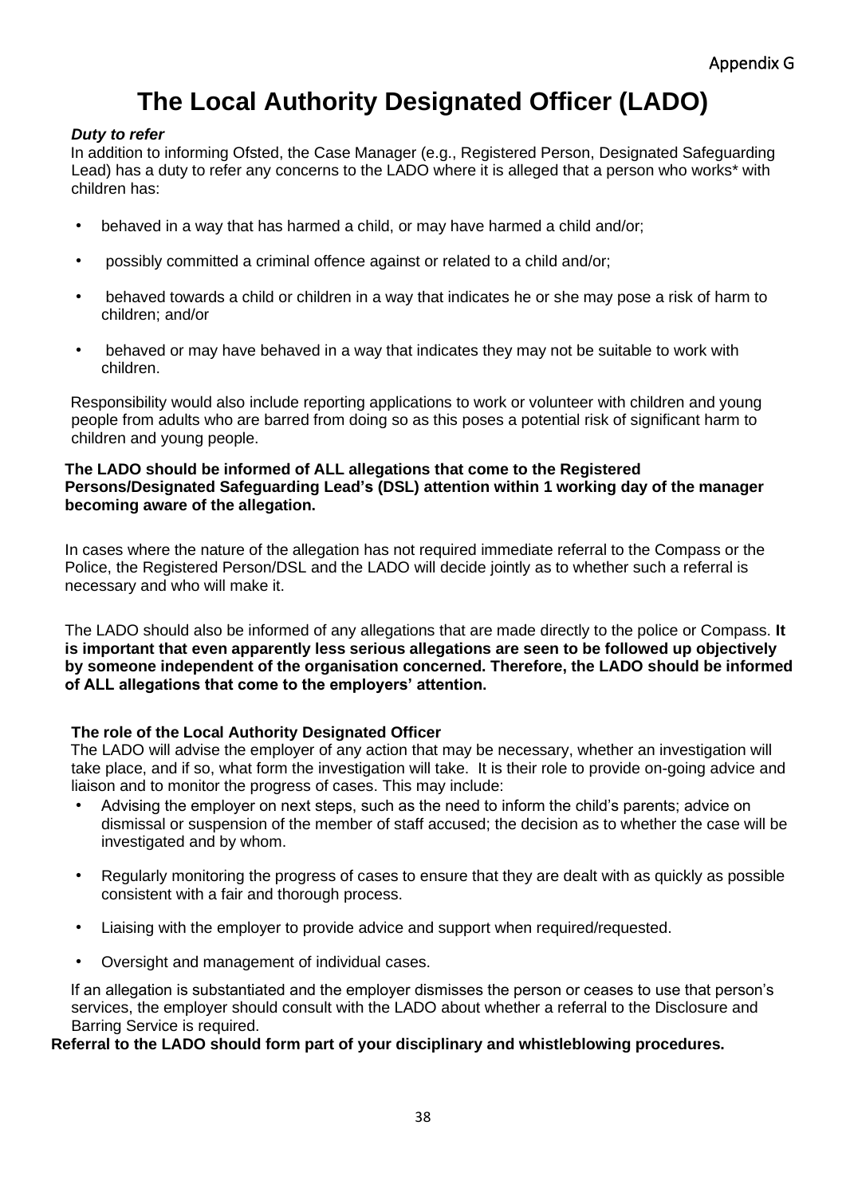Appendix G

# The Local Authority Designated Officer (LADO)

***Duty to refer***

In addition to informing Ofsted, the Case Manager (e.g., Registered Person, Designated Safeguarding Lead) has a duty to refer any concerns to the LADO where it is alleged that a person who works* with children has:

- behaved in a way that has harmed a child, or may have harmed a child and/or;
- possibly committed a criminal offence against or related to a child and/or;
- behaved towards a child or children in a way that indicates he or she may pose a risk of harm to children; and/or
- behaved or may have behaved in a way that indicates they may not be suitable to work with children.

Responsibility would also include reporting applications to work or volunteer with children and young people from adults who are barred from doing so as this poses a potential risk of significant harm to children and young people.

**The LADO should be informed of ALL allegations that come to the Registered Persons/Designated Safeguarding Lead's (DSL) attention within 1 working day of the manager becoming aware of the allegation.**

In cases where the nature of the allegation has not required immediate referral to the Compass or the Police, the Registered Person/DSL and the LADO will decide jointly as to whether such a referral is necessary and who will make it.

The LADO should also be informed of any allegations that are made directly to the police or Compass. **It is important that even apparently less serious allegations are seen to be followed up objectively by someone independent of the organisation concerned. Therefore, the LADO should be informed of ALL allegations that come to the employers' attention.**

**The role of the Local Authority Designated Officer**

The LADO will advise the employer of any action that may be necessary, whether an investigation will take place, and if so, what form the investigation will take. It is their role to provide on-going advice and liaison and to monitor the progress of cases. This may include:

- Advising the employer on next steps, such as the need to inform the child's parents; advice on dismissal or suspension of the member of staff accused; the decision as to whether the case will be investigated and by whom.
- Regularly monitoring the progress of cases to ensure that they are dealt with as quickly as possible consistent with a fair and thorough process.
- Liaising with the employer to provide advice and support when required/requested.
- Oversight and management of individual cases.

If an allegation is substantiated and the employer dismisses the person or ceases to use that person's services, the employer should consult with the LADO about whether a referral to the Disclosure and Barring Service is required.

**Referral to the LADO should form part of your disciplinary and whistleblowing procedures.**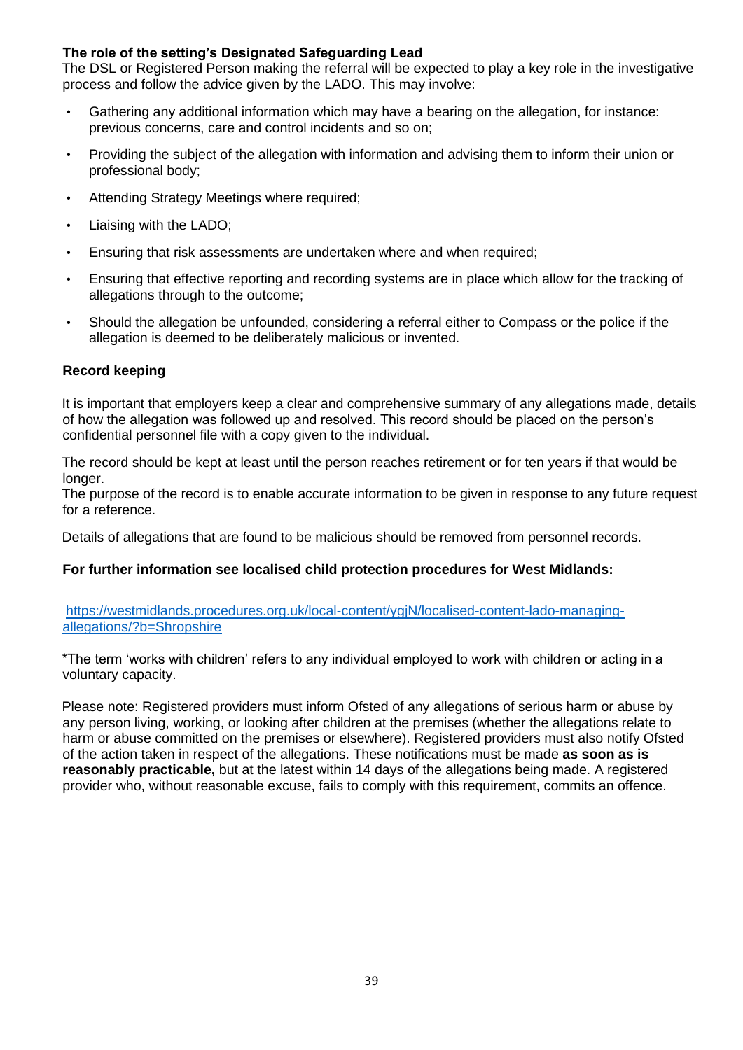**The role of the setting's Designated Safeguarding Lead**

The DSL or Registered Person making the referral will be expected to play a key role in the investigative process and follow the advice given by the LADO. This may involve:

- Gathering any additional information which may have a bearing on the allegation, for instance: previous concerns, care and control incidents and so on;
- Providing the subject of the allegation with information and advising them to inform their union or professional body;
- Attending Strategy Meetings where required;
- Liaising with the LADO;
- Ensuring that risk assessments are undertaken where and when required;
- Ensuring that effective reporting and recording systems are in place which allow for the tracking of allegations through to the outcome;
- Should the allegation be unfounded, considering a referral either to Compass or the police if the allegation is deemed to be deliberately malicious or invented.

**Record keeping**

It is important that employers keep a clear and comprehensive summary of any allegations made, details of how the allegation was followed up and resolved. This record should be placed on the person's confidential personnel file with a copy given to the individual.

The record should be kept at least until the person reaches retirement or for ten years if that would be longer.
The purpose of the record is to enable accurate information to be given in response to any future request for a reference.

Details of allegations that are found to be malicious should be removed from personnel records.

**For further information see localised child protection procedures for West Midlands:**

https://westmidlands.procedures.org.uk/local-content/ygjN/localised-content-lado-managing-allegations/?b=Shropshire

*The term 'works with children' refers to any individual employed to work with children or acting in a voluntary capacity.

Please note: Registered providers must inform Ofsted of any allegations of serious harm or abuse by any person living, working, or looking after children at the premises (whether the allegations relate to harm or abuse committed on the premises or elsewhere). Registered providers must also notify Ofsted of the action taken in respect of the allegations. These notifications must be made **as soon as is reasonably practicable,** but at the latest within 14 days of the allegations being made. A registered provider who, without reasonable excuse, fails to comply with this requirement, commits an offence.